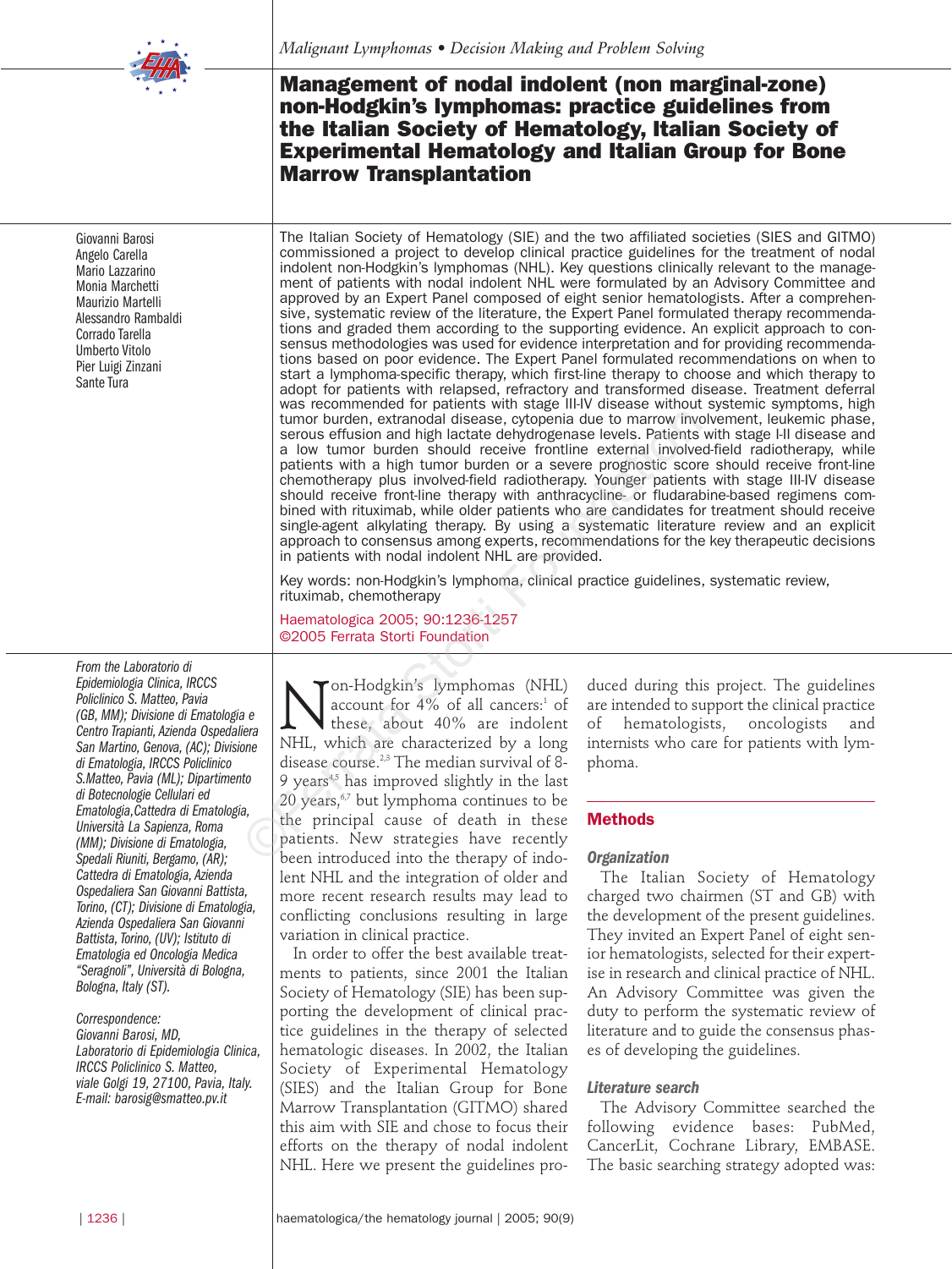*Malignant Lymphomas • Decision Making and Problem Solving*

# Management of nodal indolent (non marginal-zone) non-Hodgkin's lymphomas: practice guidelines from the Italian Society of Hematology, Italian Society of Experimental Hematology and Italian Group for Bone Marrow Transplantation

Giovanni Barosi
Angelo Carella
Mario Lazzarino
Monia Marchetti
Maurizio Martelli
Alessandro Rambaldi
Corrado Tarella
Umberto Vitolo
Pier Luigi Zinzani
Sante Tura

The Italian Society of Hematology (SIE) and the two affiliated societies (SIES and GITMO) commissioned a project to develop clinical practice guidelines for the treatment of nodal indolent non-Hodgkin's lymphomas (NHL). Key questions clinically relevant to the management of patients with nodal indolent NHL were formulated by an Advisory Committee and approved by an Expert Panel composed of eight senior hematologists. After a comprehensive, systematic review of the literature, the Expert Panel formulated therapy recommendations and graded them according to the supporting evidence. An explicit approach to consensus methodologies was used for evidence interpretation and for providing recommendations based on poor evidence. The Expert Panel formulated recommendations on when to start a lymphoma-specific therapy, which first-line therapy to choose and which therapy to adopt for patients with relapsed, refractory and transformed disease. Treatment deferral was recommended for patients with stage III-IV disease without systemic symptoms, high tumor burden, extranodal disease, cytopenia due to marrow involvement, leukemic phase, serous effusion and high lactate dehydrogenase levels. Patients with stage I-II disease and a low tumor burden should receive frontline external involved-field radiotherapy, while patients with a high tumor burden or a severe prognostic score should receive front-line chemotherapy plus involved-field radiotherapy. Younger patients with stage III-IV disease should receive front-line therapy with anthracycline- or fludarabine-based regimens combined with rituximab, while older patients who are candidates for treatment should receive single-agent alkylating therapy. By using a systematic literature review and an explicit approach to consensus among experts, recommendations for the key therapeutic decisions in patients with nodal indolent NHL are provided.

Key words: non-Hodgkin's lymphoma, clinical practice guidelines, systematic review, rituximab, chemotherapy

Haematologica 2005; 90:1236-1257
©2005 Ferrata Storti Foundation

*From the Laboratorio di Epidemiologia Clinica, IRCCS Policlinico S. Matteo, Pavia (GB, MM); Divisione di Ematologia e Centro Trapianti, Azienda Ospedaliera San Martino, Genova, (AC); Divisione di Ematologia, IRCCS Policlinico S.Matteo, Pavia (ML); Dipartimento di Botecnologie Cellulari ed Ematologia,Cattedra di Ematologia, Università La Sapienza, Roma (MM); Divisione di Ematologia, Spedali Riuniti, Bergamo, (AR); Cattedra di Ematologia, Azienda Ospedaliera San Giovanni Battista, Torino, (CT); Divisione di Ematologia, Azienda Ospedaliera San Giovanni Battista, Torino, (UV); Istituto di Ematologia ed Oncologia Medica "Seragnoli", Università di Bologna, Bologna, Italy (ST).*

*Correspondence:*
*Giovanni Barosi, MD, Laboratorio di Epidemiologia Clinica, IRCCS Policlinico S. Matteo, viale Golgi 19, 27100, Pavia, Italy.*
*E-mail: barosig@smatteo.pv.it*

Non-Hodgkin's lymphomas (NHL) account for 4% of all cancers:[1] of these, about 40% are indolent NHL, which are characterized by a long disease course.[2,3] The median survival of 8-9 years[4,5] has improved slightly in the last 20 years,[6,7] but lymphoma continues to be the principal cause of death in these patients. New strategies have recently been introduced into the therapy of indolent NHL and the integration of older and more recent research results may lead to conflicting conclusions resulting in large variation in clinical practice.

In order to offer the best available treatments to patients, since 2001 the Italian Society of Hematology (SIE) has been supporting the development of clinical practice guidelines in the therapy of selected hematologic diseases. In 2002, the Italian Society of Experimental Hematology (SIES) and the Italian Group for Bone Marrow Transplantation (GITMO) shared this aim with SIE and chose to focus their efforts on the therapy of nodal indolent NHL. Here we present the guidelines produced during this project. The guidelines are intended to support the clinical practice of hematologists, oncologists and internists who care for patients with lymphoma.

## Methods

### Organization

The Italian Society of Hematology charged two chairmen (ST and GB) with the development of the present guidelines. They invited an Expert Panel of eight senior hematologists, selected for their expertise in research and clinical practice of NHL. An Advisory Committee was given the duty to perform the systematic review of literature and to guide the consensus phases of developing the guidelines.

### Literature search

The Advisory Committee searched the following evidence bases: PubMed, CancerLit, Cochrane Library, EMBASE. The basic searching strategy adopted was: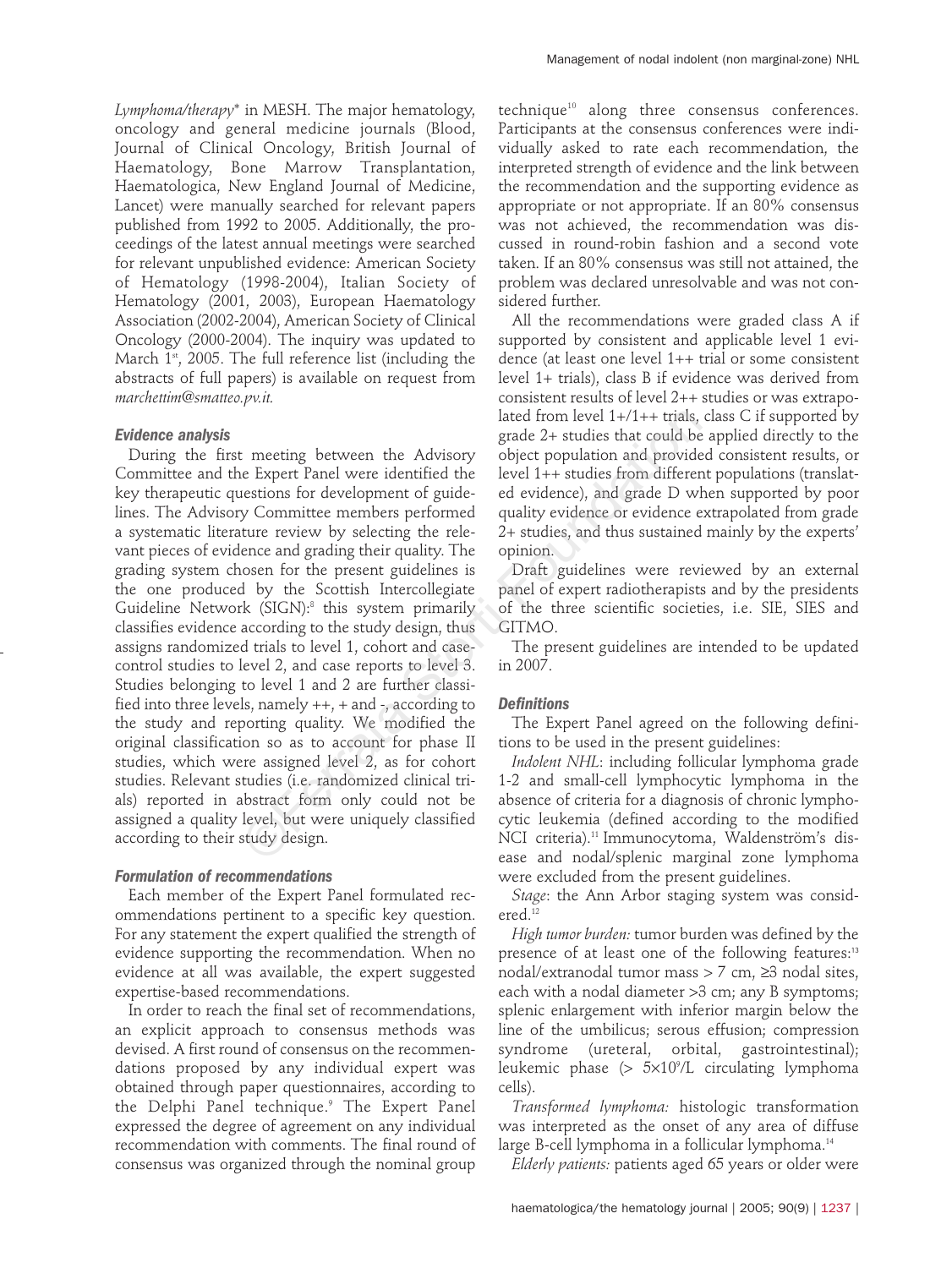*Lymphoma/therapy** in MESH. The major hematology, oncology and general medicine journals (Blood, Journal of Clinical Oncology, British Journal of Haematology, Bone Marrow Transplantation, Haematologica, New England Journal of Medicine, Lancet) were manually searched for relevant papers published from 1992 to 2005. Additionally, the proceedings of the latest annual meetings were searched for relevant unpublished evidence: American Society of Hematology (1998-2004), Italian Society of Hematology (2001, 2003), European Haematology Association (2002-2004), American Society of Clinical Oncology (2000-2004). The inquiry was updated to March 1st, 2005. The full reference list (including the abstracts of full papers) is available on request from *marchettim@smatteo.pv.it.*

#### *Evidence analysis*

During the first meeting between the Advisory Committee and the Expert Panel were identified the key therapeutic questions for development of guidelines. The Advisory Committee members performed a systematic literature review by selecting the relevant pieces of evidence and grading their quality. The grading system chosen for the present guidelines is the one produced by the Scottish Intercollegiate Guideline Network (SIGN):[8] this system primarily classifies evidence according to the study design, thus assigns randomized trials to level 1, cohort and case-control studies to level 2, and case reports to level 3. Studies belonging to level 1 and 2 are further classified into three levels, namely ++, + and -, according to the study and reporting quality. We modified the original classification so as to account for phase II studies, which were assigned level 2, as for cohort studies. Relevant studies (i.e. randomized clinical trials) reported in abstract form only could not be assigned a quality level, but were uniquely classified according to their study design.

#### *Formulation of recommendations*

Each member of the Expert Panel formulated recommendations pertinent to a specific key question. For any statement the expert qualified the strength of evidence supporting the recommendation. When no evidence at all was available, the expert suggested expertise-based recommendations.

In order to reach the final set of recommendations, an explicit approach to consensus methods was devised. A first round of consensus on the recommendations proposed by any individual expert was obtained through paper questionnaires, according to the Delphi Panel technique.[9] The Expert Panel expressed the degree of agreement on any individual recommendation with comments. The final round of consensus was organized through the nominal group technique[10] along three consensus conferences. Participants at the consensus conferences were individually asked to rate each recommendation, the interpreted strength of evidence and the link between the recommendation and the supporting evidence as appropriate or not appropriate. If an 80% consensus was not achieved, the recommendation was discussed in round-robin fashion and a second vote taken. If an 80% consensus was still not attained, the problem was declared unresolvable and was not considered further.

All the recommendations were graded class A if supported by consistent and applicable level 1 evidence (at least one level 1++ trial or some consistent level 1+ trials), class B if evidence was derived from consistent results of level 2++ studies or was extrapolated from level 1+/1++ trials, class C if supported by grade 2+ studies that could be applied directly to the object population and provided consistent results, or level 1++ studies from different populations (translated evidence), and grade D when supported by poor quality evidence or evidence extrapolated from grade 2+ studies, and thus sustained mainly by the experts' opinion.

Draft guidelines were reviewed by an external panel of expert radiotherapists and by the presidents of the three scientific societies, i.e. SIE, SIES and GITMO.

The present guidelines are intended to be updated in 2007.

#### *Definitions*

The Expert Panel agreed on the following definitions to be used in the present guidelines:

*Indolent NHL*: including follicular lymphoma grade 1-2 and small-cell lymphocytic lymphoma in the absence of criteria for a diagnosis of chronic lymphocytic leukemia (defined according to the modified NCI criteria).[11] Immunocytoma, Waldenström's disease and nodal/splenic marginal zone lymphoma were excluded from the present guidelines.

*Stage*: the Ann Arbor staging system was considered.[12]

*High tumor burden:* tumor burden was defined by the presence of at least one of the following features:[13] nodal/extranodal tumor mass > 7 cm, ≥3 nodal sites, each with a nodal diameter >3 cm; any B symptoms; splenic enlargement with inferior margin below the line of the umbilicus; serous effusion; compression syndrome (ureteral, orbital, gastrointestinal); leukemic phase (> $5\times10^9$/L circulating lymphoma cells).

*Transformed lymphoma:* histologic transformation was interpreted as the onset of any area of diffuse large B-cell lymphoma in a follicular lymphoma.[14]

*Elderly patients:* patients aged 65 years or older were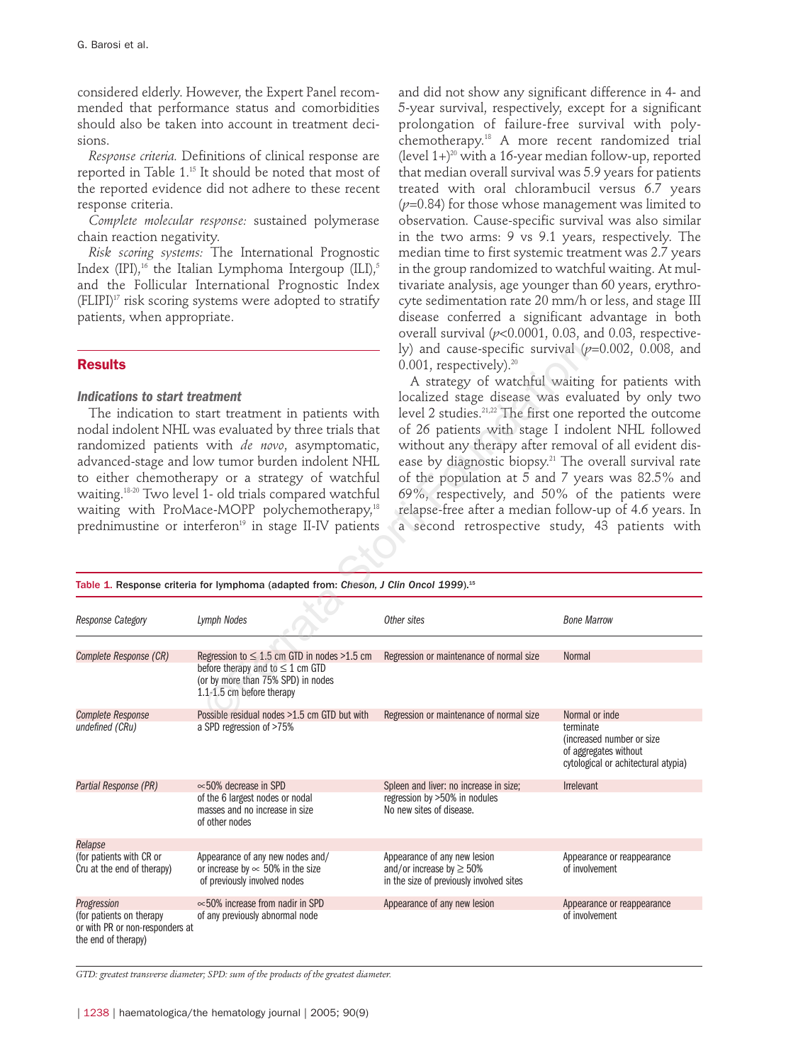considered elderly. However, the Expert Panel recommended that performance status and comorbidities should also be taken into account in treatment decisions.

*Response criteria.* Definitions of clinical response are reported in Table 1.[15] It should be noted that most of the reported evidence did not adhere to these recent response criteria.

*Complete molecular response:* sustained polymerase chain reaction negativity.

*Risk scoring systems:* The International Prognostic Index (IPI),[16] the Italian Lymphoma Intergoup (ILI),[5] and the Follicular International Prognostic Index (FLIPI)[17] risk scoring systems were adopted to stratify patients, when appropriate.

## Results

### Indications to start treatment

The indication to start treatment in patients with nodal indolent NHL was evaluated by three trials that randomized patients with *de novo*, asymptomatic, advanced-stage and low tumor burden indolent NHL to either chemotherapy or a strategy of watchful waiting.[18-20] Two level 1- old trials compared watchful waiting with ProMace-MOPP polychemotherapy,[18] prednimustine or interferon[19] in stage II-IV patients and did not show any significant difference in 4- and 5-year survival, respectively, except for a significant prolongation of failure-free survival with polychemotherapy.[18] A more recent randomized trial (level 1+)[20] with a 16-year median follow-up, reported that median overall survival was 5.9 years for patients treated with oral chlorambucil versus 6.7 years ($p$=0.84) for those whose management was limited to observation. Cause-specific survival was also similar in the two arms: 9 vs 9.1 years, respectively. The median time to first systemic treatment was 2.7 years in the group randomized to watchful waiting. At multivariate analysis, age younger than 60 years, erythrocyte sedimentation rate 20 mm/h or less, and stage III disease conferred a significant advantage in both overall survival ($p$<0.0001, 0.03, and 0.03, respectively) and cause-specific survival ($p$=0.002, 0.008, and 0.001, respectively).[20]

A strategy of watchful waiting for patients with localized stage disease was evaluated by only two level 2 studies.[21,22] The first one reported the outcome of 26 patients with stage I indolent NHL followed without any therapy after removal of all evident disease by diagnostic biopsy.[21] The overall survival rate of the population at 5 and 7 years was 82.5% and 69%, respectively, and 50% of the patients were relapse-free after a median follow-up of 4.6 years. In a second retrospective study, 43 patients with

Table 1. Response criteria for lymphoma (adapted from: *Cheson, J Clin Oncol 1999*).[15]

| *Response Category* | *Lymph Nodes* | *Other sites* | *Bone Marrow* |
|---|---|---|---|
| *Complete Response (CR)* | Regression to ≤ 1.5 cm GTD in nodes >1.5 cm before therapy and to ≤ 1 cm GTD (or by more than 75% SPD) in nodes 1.1-1.5 cm before therapy | Regression or maintenance of normal size | Normal |
| *Complete Response undefined (CRu)* | Possible residual nodes >1.5 cm GTD but with a SPD regression of >75% | Regression or maintenance of normal size | Normal or indeterminate (increased number or size of aggregates without cytological or achitectural atypia) |
| *Partial Response (PR)* | ∝50% decrease in SPD of the 6 largest nodes or nodal masses and no increase in size of other nodes | Spleen and liver: no increase in size; regression by >50% in nodules No new sites of disease. | Irrelevant |
| *Relapse* (for patients with CR or Cru at the end of therapy) | Appearance of any new nodes and/ or increase by ∝ 50% in the size of previously involved nodes | Appearance of any new lesion and/or increase by ≥ 50% in the size of previously involved sites | Appearance or reappearance of involvement |
| *Progression* (for patients on therapy or with PR or non-responders at the end of therapy) | ∝50% increase from nadir in SPD of any previously abnormal node | Appearance of any new lesion | Appearance or reappearance of involvement |

*GTD: greatest transverse diameter; SPD: sum of the products of the greatest diameter.*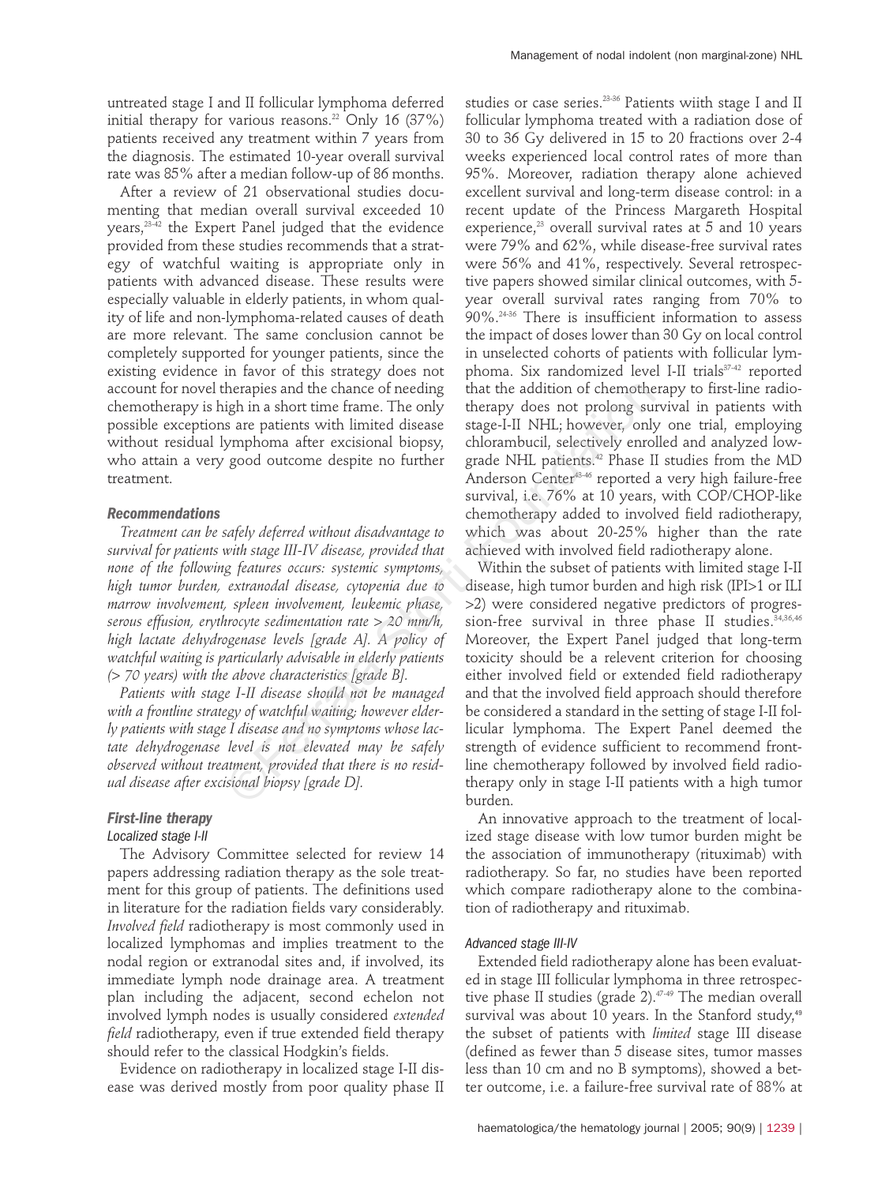untreated stage I and II follicular lymphoma deferred initial therapy for various reasons.[22] Only 16 (37%) patients received any treatment within 7 years from the diagnosis. The estimated 10-year overall survival rate was 85% after a median follow-up of 86 months.

After a review of 21 observational studies documenting that median overall survival exceeded 10 years,[23-42] the Expert Panel judged that the evidence provided from these studies recommends that a strategy of watchful waiting is appropriate only in patients with advanced disease. These results were especially valuable in elderly patients, in whom quality of life and non-lymphoma-related causes of death are more relevant. The same conclusion cannot be completely supported for younger patients, since the existing evidence in favor of this strategy does not account for novel therapies and the chance of needing chemotherapy is high in a short time frame. The only possible exceptions are patients with limited disease without residual lymphoma after excisional biopsy, who attain a very good outcome despite no further treatment.

#### Recommendations

*Treatment can be safely deferred without disadvantage to survival for patients with stage III-IV disease, provided that none of the following features occurs: systemic symptoms, high tumor burden, extranodal disease, cytopenia due to marrow involvement, spleen involvement, leukemic phase, serous effusion, erythrocyte sedimentation rate > 20 mm/h, high lactate dehydrogenase levels [grade A]. A policy of watchful waiting is particularly advisable in elderly patients (> 70 years) with the above characteristics [grade B].*

*Patients with stage I-II disease should not be managed with a frontline strategy of watchful waiting; however elderly patients with stage I disease and no symptoms whose lactate dehydrogenase level is not elevated may be safely observed without treatment, provided that there is no residual disease after excisional biopsy [grade D].*

### First-line therapy

#### Localized stage I-II

The Advisory Committee selected for review 14 papers addressing radiation therapy as the sole treatment for this group of patients. The definitions used in literature for the radiation fields vary considerably. *Involved field* radiotherapy is most commonly used in localized lymphomas and implies treatment to the nodal region or extranodal sites and, if involved, its immediate lymph node drainage area. A treatment plan including the adjacent, second echelon not involved lymph nodes is usually considered *extended field* radiotherapy, even if true extended field therapy should refer to the classical Hodgkin's fields.

Evidence on radiotherapy in localized stage I-II disease was derived mostly from poor quality phase II studies or case series.[23-36] Patients wiith stage I and II follicular lymphoma treated with a radiation dose of 30 to 36 Gy delivered in 15 to 20 fractions over 2-4 weeks experienced local control rates of more than 95%. Moreover, radiation therapy alone achieved excellent survival and long-term disease control: in a recent update of the Princess Margareth Hospital experience,[23] overall survival rates at 5 and 10 years were 79% and 62%, while disease-free survival rates were 56% and 41%, respectively. Several retrospective papers showed similar clinical outcomes, with 5-year overall survival rates ranging from 70% to 90%.[24-36] There is insufficient information to assess the impact of doses lower than 30 Gy on local control in unselected cohorts of patients with follicular lymphoma. Six randomized level I-II trials[37-42] reported that the addition of chemotherapy to first-line radiotherapy does not prolong survival in patients with stage-I-II NHL; however, only one trial, employing chlorambucil, selectively enrolled and analyzed low-grade NHL patients.[42] Phase II studies from the MD Anderson Center[43-46] reported a very high failure-free survival, i.e. 76% at 10 years, with COP/CHOP-like chemotherapy added to involved field radiotherapy, which was about 20-25% higher than the rate achieved with involved field radiotherapy alone.

Within the subset of patients with limited stage I-II disease, high tumor burden and high risk (IPI>1 or ILI >2) were considered negative predictors of progression-free survival in three phase II studies.[34,36,46] Moreover, the Expert Panel judged that long-term toxicity should be a relevent criterion for choosing either involved field or extended field radiotherapy and that the involved field approach should therefore be considered a standard in the setting of stage I-II follicular lymphoma. The Expert Panel deemed the strength of evidence sufficient to recommend frontline chemotherapy followed by involved field radiotherapy only in stage I-II patients with a high tumor burden.

An innovative approach to the treatment of localized stage disease with low tumor burden might be the association of immunotherapy (rituximab) with radiotherapy. So far, no studies have been reported which compare radiotherapy alone to the combination of radiotherapy and rituximab.

#### Advanced stage III-IV

Extended field radiotherapy alone has been evaluated in stage III follicular lymphoma in three retrospective phase II studies (grade 2).[47-49] The median overall survival was about 10 years. In the Stanford study,[49] the subset of patients with *limited* stage III disease (defined as fewer than 5 disease sites, tumor masses less than 10 cm and no B symptoms), showed a better outcome, i.e. a failure-free survival rate of 88% at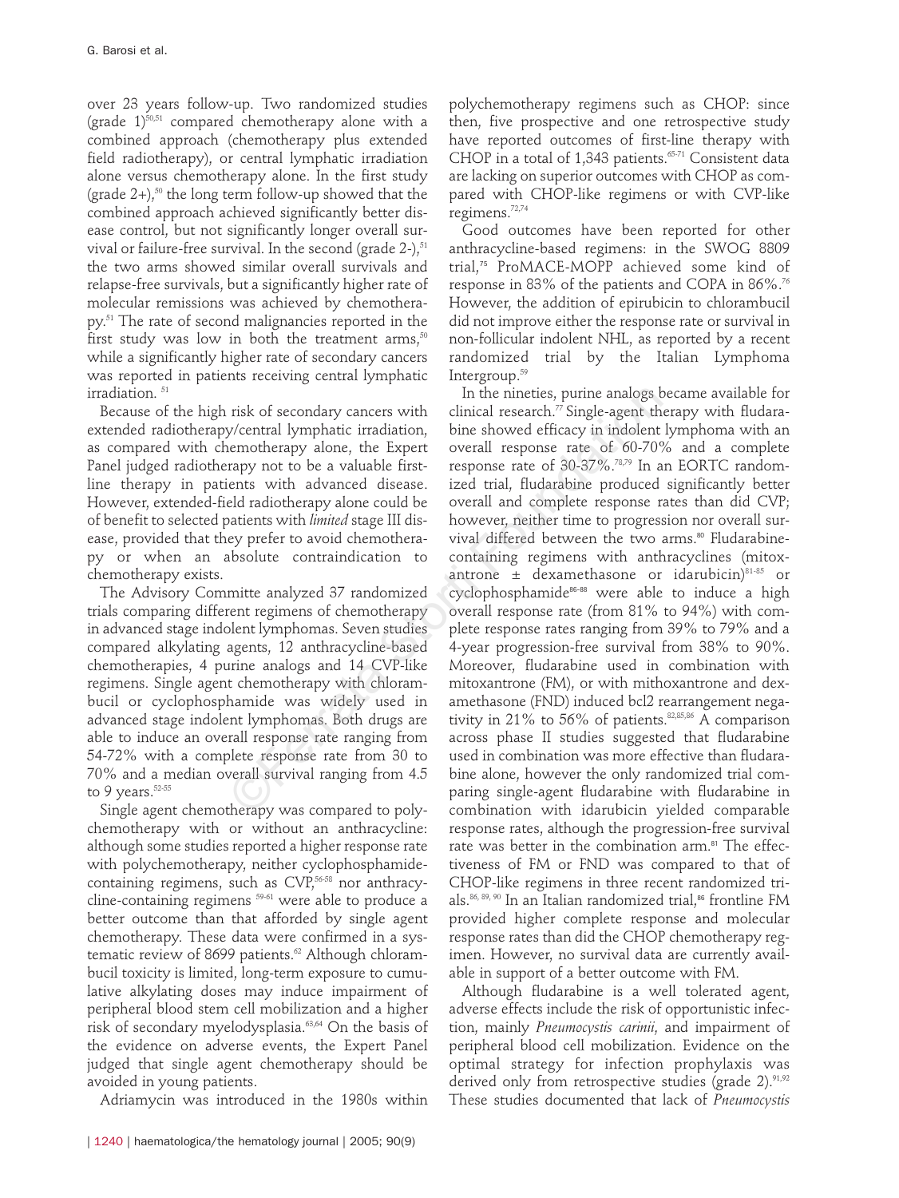over 23 years follow-up. Two randomized studies (grade 1)[50,51] compared chemotherapy alone with a combined approach (chemotherapy plus extended field radiotherapy), or central lymphatic irradiation alone versus chemotherapy alone. In the first study (grade 2+),[50] the long term follow-up showed that the combined approach achieved significantly better disease control, but not significantly longer overall survival or failure-free survival. In the second (grade 2-),[51] the two arms showed similar overall survivals and relapse-free survivals, but a significantly higher rate of molecular remissions was achieved by chemotherapy.[51] The rate of second malignancies reported in the first study was low in both the treatment arms,[50] while a significantly higher rate of secondary cancers was reported in patients receiving central lymphatic irradiation.[51]

Because of the high risk of secondary cancers with extended radiotherapy/central lymphatic irradiation, as compared with chemotherapy alone, the Expert Panel judged radiotherapy not to be a valuable first-line therapy in patients with advanced disease. However, extended-field radiotherapy alone could be of benefit to selected patients with *limited* stage III disease, provided that they prefer to avoid chemotherapy or when an absolute contraindication to chemotherapy exists.

The Advisory Committe analyzed 37 randomized trials comparing different regimens of chemotherapy in advanced stage indolent lymphomas. Seven studies compared alkylating agents, 12 anthracycline-based chemotherapies, 4 purine analogs and 14 CVP-like regimens. Single agent chemotherapy with chlorambucil or cyclophosphamide was widely used in advanced stage indolent lymphomas. Both drugs are able to induce an overall response rate ranging from 54-72% with a complete response rate from 30 to 70% and a median overall survival ranging from 4.5 to 9 years.[52-55]

Single agent chemotherapy was compared to polychemotherapy with or without an anthracycline: although some studies reported a higher response rate with polychemotherapy, neither cyclophosphamide-containing regimens, such as CVP,[56-58] nor anthracycline-containing regimens [59-61] were able to produce a better outcome than that afforded by single agent chemotherapy. These data were confirmed in a systematic review of 8699 patients.[62] Although chlorambucil toxicity is limited, long-term exposure to cumulative alkylating doses may induce impairment of peripheral blood stem cell mobilization and a higher risk of secondary myelodysplasia.[63,64] On the basis of the evidence on adverse events, the Expert Panel judged that single agent chemotherapy should be avoided in young patients.

Adriamycin was introduced in the 1980s within polychemotherapy regimens such as CHOP: since then, five prospective and one retrospective study have reported outcomes of first-line therapy with CHOP in a total of 1,343 patients.[65-71] Consistent data are lacking on superior outcomes with CHOP as compared with CHOP-like regimens or with CVP-like regimens.[72,74]

Good outcomes have been reported for other anthracycline-based regimens: in the SWOG 8809 trial,[75] ProMACE-MOPP achieved some kind of response in 83% of the patients and COPA in 86%.[76] However, the addition of epirubicin to chlorambucil did not improve either the response rate or survival in non-follicular indolent NHL, as reported by a recent randomized trial by the Italian Lymphoma Intergroup.[59]

In the nineties, purine analogs became available for clinical research.[77] Single-agent therapy with fludarabine showed efficacy in indolent lymphoma with an overall response rate of 60-70% and a complete response rate of 30-37%.[78,79] In an EORTC randomized trial, fludarabine produced significantly better overall and complete response rates than did CVP; however, neither time to progression nor overall survival differed between the two arms.[80] Fludarabine-containing regimens with anthracyclines (mitoxantrone ± dexamethasone or idarubicin)[81-85] or cyclophosphamide[86-88] were able to induce a high overall response rate (from 81% to 94%) with complete response rates ranging from 39% to 79% and a 4-year progression-free survival from 38% to 90%. Moreover, fludarabine used in combination with mitoxantrone (FM), or with mithoxantrone and dexamethasone (FND) induced bcl2 rearrangement negativity in 21% to 56% of patients.[82,85,86] A comparison across phase II studies suggested that fludarabine used in combination was more effective than fludarabine alone, however the only randomized trial comparing single-agent fludarabine with fludarabine in combination with idarubicin yielded comparable response rates, although the progression-free survival rate was better in the combination arm.[81] The effectiveness of FM or FND was compared to that of CHOP-like regimens in three recent randomized trials.[86, 89, 90] In an Italian randomized trial,[86] frontline FM provided higher complete response and molecular response rates than did the CHOP chemotherapy regimen. However, no survival data are currently available in support of a better outcome with FM.

Although fludarabine is a well tolerated agent, adverse effects include the risk of opportunistic infection, mainly *Pneumocystis carinii*, and impairment of peripheral blood cell mobilization. Evidence on the optimal strategy for infection prophylaxis was derived only from retrospective studies (grade 2).[91,92] These studies documented that lack of *Pneumocystis*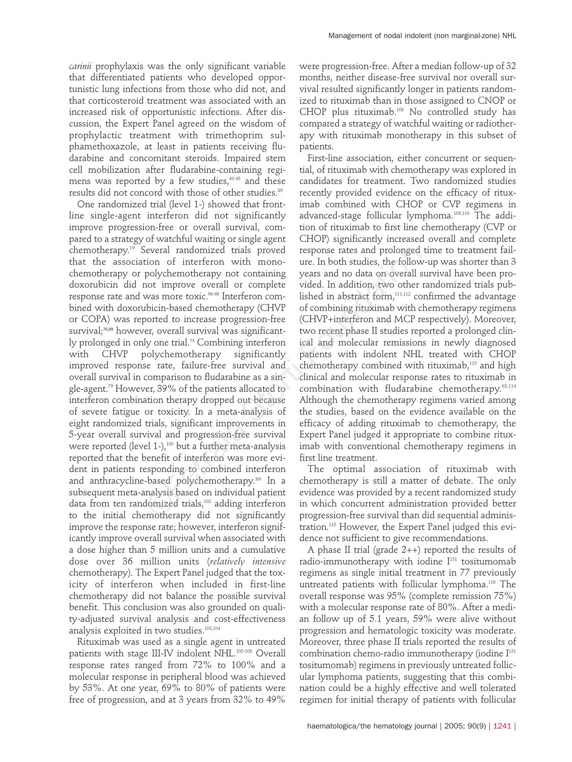*carinii* prophylaxis was the only significant variable that differentiated patients who developed opportunistic lung infections from those who did not, and that corticosteroid treatment was associated with an increased risk of opportunistic infections. After discussion, the Expert Panel agreed on the wisdom of prophylactic treatment with trimethoprim sulphamethoxazole, at least in patients receiving fludarabine and concomitant steroids. Impaired stem cell mobilization after fludarabine-containing regimens was reported by a few studies,[93-95] and these results did not concord with those of other studies.[89]

One randomized trial (level 1-) showed that frontline single-agent interferon did not significantly improve progression-free or overall survival, compared to a strategy of watchful waiting or single agent chemotherapy.[19] Several randomized trials proved that the association of interferon with monochemotherapy or polychemotherapy not containing doxorubicin did not improve overall or complete response rate and was more toxic.[96-98] Interferon combined with doxorubicin-based chemotherapy (CHVP or COPA) was reported to increase progression-free survival;[76,99] however, overall survival was significantly prolonged in only one trial.[13] Combining interferon with CHVP polychemotherapy significantly improved response rate, failure-free survival and overall survival in comparison to fludarabine as a single-agent.[79] However, 39% of the patients allocated to interferon combination therapy dropped out because of severe fatigue or toxicity. In a meta-analysis of eight randomized trials, significant improvements in 5-year overall survival and progression-free survival were reported (level 1-),[100] but a further meta-analysis reported that the benefit of interferon was more evident in patients responding to combined interferon and anthracycline-based polychemotherapy.[101] In a subsequent meta-analysis based on individual patient data from ten randomized trials,[102] adding interferon to the initial chemotherapy did not significantly improve the response rate; however, interferon significantly improve overall survival when associated with a dose higher than 5 million units and a cumulative dose over 36 million units (*relatively intensive* chemotherapy). The Expert Panel judged that the toxicity of interferon when included in first-line chemotherapy did not balance the possible survival benefit. This conclusion was also grounded on quality-adjusted survival analysis and cost-effectiveness analysis exploited in two studies.[103,104]

Rituximab was used as a single agent in untreated patients with stage III-IV indolent NHL.[105-108] Overall response rates ranged from 72% to 100% and a molecular response in peripheral blood was achieved by 53%. At one year, 69% to 80% of patients were free of progression, and at 3 years from 32% to 49% were progression-free. After a median follow-up of 32 months, neither disease-free survival nor overall survival resulted significantly longer in patients randomized to rituximab than in those assigned to CNOP or CHOP plus rituximab.[108] No controlled study has compared a strategy of watchful waiting or radiotherapy with rituximab monotherapy in this subset of patients.

First-line association, either concurrent or sequential, of rituximab with chemotherapy was explored in candidates for treatment. Two randomized studies recently provided evidence on the efficacy of rituximab combined with CHOP or CVP regimens in advanced-stage follicular lymphoma.[109,110] The addition of rituximab to first line chemotherapy (CVP or CHOP) significantly increased overall and complete response rates and prolonged time to treatment failure. In both studies, the follow-up was shorter than 3 years and no data on overall survival have been provided. In addition, two other randomized trials published in abstract form,[111,112] confirmed the advantage of combining rituximab with chemotherapy regimens (CHVP+interferon and MCP respectively). Moreover, two recent phase II studies reported a prolonged clinical and molecular remissions in newly diagnosed patients with indolent NHL treated with CHOP chemotherapy combined with rituximab,[113] and high clinical and molecular response rates to rituximab in combination with fludarabine chemotherapy.[68,114] Although the chemotherapy regimens varied among the studies, based on the evidence available on the efficacy of adding rituximab to chemotherapy, the Expert Panel judged it appropriate to combine rituximab with conventional chemotherapy regimens in first line treatment.

The optimal association of rituximab with chemotherapy is still a matter of debate. The only evidence was provided by a recent randomized study in which concurrent administration provided better progression-free survival than did sequential administration.[115] However, the Expert Panel judged this evidence not sufficient to give recommendations.

A phase II trial (grade 2++) reported the results of radio-immunotherapy with iodine $I^{131}$ tositumomab regimens as single initial treatment in 77 previously untreated patients with follicular lymphoma.[116] The overall response was 95% (complete remission 75%) with a molecular response rate of 80%. After a median follow up of 5.1 years, 59% were alive without progression and hematologic toxicity was moderate. Moreover, three phase II trials reported the results of combination chemo-radio immunotherapy (iodine $I^{131}$ tositumomab) regimens in previously untreated follicular lymphoma patients, suggesting that this combination could be a highly effective and well tolerated regimen for initial therapy of patients with follicular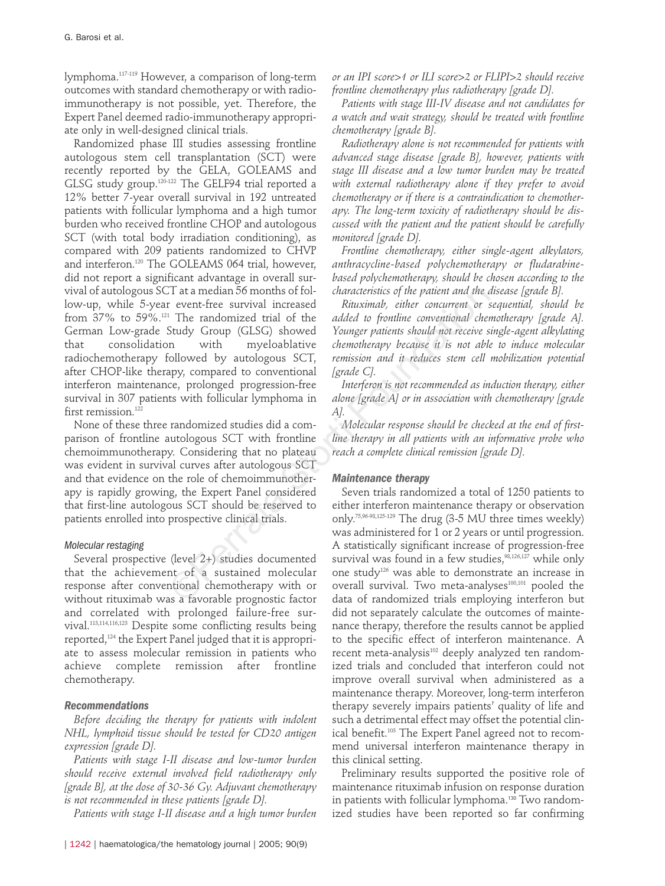lymphoma.[117-119] However, a comparison of long-term outcomes with standard chemotherapy or with radio-immunotherapy is not possible, yet. Therefore, the Expert Panel deemed radio-immunotherapy appropriate only in well-designed clinical trials.

Randomized phase III studies assessing frontline autologous stem cell transplantation (SCT) were recently reported by the GELA, GOLEAMS and GLSG study group.[120-122] The GELF94 trial reported a 12% better 7-year overall survival in 192 untreated patients with follicular lymphoma and a high tumor burden who received frontline CHOP and autologous SCT (with total body irradiation conditioning), as compared with 209 patients randomized to CHVP and interferon.[120] The GOLEAMS 064 trial, however, did not report a significant advantage in overall survival of autologous SCT at a median 56 months of follow-up, while 5-year event-free survival increased from 37% to 59%.[121] The randomized trial of the German Low-grade Study Group (GLSG) showed that consolidation with myeloablative radiochemotherapy followed by autologous SCT, after CHOP-like therapy, compared to conventional interferon maintenance, prolonged progression-free survival in 307 patients with follicular lymphoma in first remission.[122]

None of these three randomized studies did a comparison of frontline autologous SCT with frontline chemoimmunotherapy. Considering that no plateau was evident in survival curves after autologous SCT and that evidence on the role of chemoimmunotherapy is rapidly growing, the Expert Panel considered that first-line autologous SCT should be reserved to patients enrolled into prospective clinical trials.

#### Molecular restaging

Several prospective (level 2+) studies documented that the achievement of a sustained molecular response after conventional chemotherapy with or without rituximab was a favorable prognostic factor and correlated with prolonged failure-free survival.[113,114,116,123] Despite some conflicting results being reported,[124] the Expert Panel judged that it is appropriate to assess molecular remission in patients who achieve complete remission after frontline chemotherapy.

### Recommendations

*Before deciding the therapy for patients with indolent NHL, lymphoid tissue should be tested for CD20 antigen expression [grade D].*

*Patients with stage I-II disease and low-tumor burden should receive external involved field radiotherapy only [grade B], at the dose of 30-36 Gy. Adjuvant chemotherapy is not recommended in these patients [grade D].*

*Patients with stage I-II disease and a high tumor burden or an IPI score>1 or ILI score>2 or FLIPI>2 should receive frontline chemotherapy plus radiotherapy [grade D].*

*Patients with stage III-IV disease and not candidates for a watch and wait strategy, should be treated with frontline chemotherapy [grade B].*

*Radiotherapy alone is not recommended for patients with advanced stage disease [grade B], however, patients with stage III disease and a low tumor burden may be treated with external radiotherapy alone if they prefer to avoid chemotherapy or if there is a contraindication to chemotherapy. The long-term toxicity of radiotherapy should be discussed with the patient and the patient should be carefully monitored [grade D].*

*Frontline chemotherapy, either single-agent alkylators, anthracycline-based polychemotherapy or fludarabine-based polychemotherapy, should be chosen according to the characteristics of the patient and the disease [grade B].*

*Rituximab, either concurrent or sequential, should be added to frontline conventional chemotherapy [grade A]. Younger patients should not receive single-agent alkylating chemotherapy because it is not able to induce molecular remission and it reduces stem cell mobilization potential [grade C].*

*Interferon is not recommended as induction therapy, either alone [grade A] or in association with chemotherapy [grade A].*

*Molecular response should be checked at the end of first-line therapy in all patients with an informative probe who reach a complete clinical remission [grade D].*

### Maintenance therapy

Seven trials randomized a total of 1250 patients to either interferon maintenance therapy or observation only.[75,96-98,125-129] The drug (3-5 MU three times weekly) was administered for 1 or 2 years or until progression. A statistically significant increase of progression-free survival was found in a few studies,[98,126,127] while only one study[126] was able to demonstrate an increase in overall survival. Two meta-analyses[100,101] pooled the data of randomized trials employing interferon but did not separately calculate the outcomes of maintenance therapy, therefore the results cannot be applied to the specific effect of interferon maintenance. A recent meta-analysis[102] deeply analyzed ten randomized trials and concluded that interferon could not improve overall survival when administered as a maintenance therapy. Moreover, long-term interferon therapy severely impairs patients' quality of life and such a detrimental effect may offset the potential clinical benefit.[103] The Expert Panel agreed not to recommend universal interferon maintenance therapy in this clinical setting.

Preliminary results supported the positive role of maintenance rituximab infusion on response duration in patients with follicular lymphoma.[130] Two randomized studies have been reported so far confirming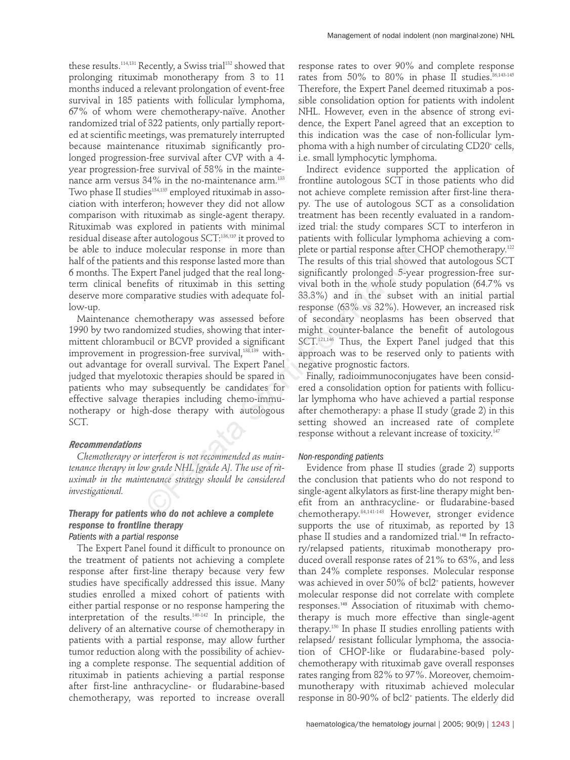these results.[114,131] Recently, a Swiss trial[132] showed that prolonging rituximab monotherapy from 3 to 11 months induced a relevant prolongation of event-free survival in 185 patients with follicular lymphoma, 67% of whom were chemotherapy-naïve. Another randomized trial of 322 patients, only partially reported at scientific meetings, was prematurely interrupted because maintenance rituximab significantly prolonged progression-free survival after CVP with a 4-year progression-free survival of 58% in the maintenance arm versus 34% in the no-maintenance arm.[133] Two phase II studies[134,135] employed rituximab in association with interferon; however they did not allow comparison with rituximab as single-agent therapy. Rituximab was explored in patients with minimal residual disease after autologous SCT:[136,137] it proved to be able to induce molecular response in more than half of the patients and this response lasted more than 6 months. The Expert Panel judged that the real long-term clinical benefits of rituximab in this setting deserve more comparative studies with adequate follow-up.

Maintenance chemotherapy was assessed before 1990 by two randomized studies, showing that intermittent chlorambucil or BCVP provided a significant improvement in progression-free survival,[138,139] without advantage for overall survival. The Expert Panel judged that myelotoxic therapies should be spared in patients who may subsequently be candidates for effective salvage therapies including chemo-immunotherapy or high-dose therapy with autologous SCT.

### Recommendations

*Chemotherapy or interferon is not recommended as maintenance therapy in low grade NHL [grade A]. The use of rituximab in the maintenance strategy should be considered investigational.*

### Therapy for patients who do not achieve a complete response to frontline therapy

#### Patients with a partial response

The Expert Panel found it difficult to pronounce on the treatment of patients not achieving a complete response after first-line therapy because very few studies have specifically addressed this issue. Many studies enrolled a mixed cohort of patients with either partial response or no response hampering the interpretation of the results.[140-142] In principle, the delivery of an alternative course of chemotherapy in patients with a partial response, may allow further tumor reduction along with the possibility of achieving a complete response. The sequential addition of rituximab in patients achieving a partial response after first-line anthracycline- or fludarabine-based chemotherapy, was reported to increase overall response rates to over 90% and complete response rates from 50% to 80% in phase II studies.[86,143-145] Therefore, the Expert Panel deemed rituximab a possible consolidation option for patients with indolent NHL. However, even in the absence of strong evidence, the Expert Panel agreed that an exception to this indication was the case of non-follicular lymphoma with a high number of circulating CD20+ cells, i.e. small lymphocytic lymphoma.

Indirect evidence supported the application of frontline autologous SCT in those patients who did not achieve complete remission after first-line therapy. The use of autologous SCT as a consolidation treatment has been recently evaluated in a randomized trial: the study compares SCT to interferon in patients with follicular lymphoma achieving a complete or partial response after CHOP chemotherapy.[122] The results of this trial showed that autologous SCT significantly prolonged 5-year progression-free survival both in the whole study population (64.7% vs 33.3%) and in the subset with an initial partial response (63% vs 32%). However, an increased risk of secondary neoplasms has been observed that might counter-balance the benefit of autologous SCT.[121,146] Thus, the Expert Panel judged that this approach was to be reserved only to patients with negative prognostic factors.

Finally, radioimmunoconjugates have been considered a consolidation option for patients with follicular lymphoma who have achieved a partial response after chemotherapy: a phase II study (grade 2) in this setting showed an increased rate of complete response without a relevant increase of toxicity.[147]

#### Non-responding patients

Evidence from phase II studies (grade 2) supports the conclusion that patients who do not respond to single-agent alkylators as first-line therapy might benefit from an anthracycline- or fludarabine-based chemotherapy.[84,141-143] However, stronger evidence supports the use of rituximab, as reported by 13 phase II studies and a randomized trial.[148] In refractory/relapsed patients, rituximab monotherapy produced overall response rates of 21% to 63%, and less than 24% complete responses. Molecular response was achieved in over 50% of bcl2+ patients, however molecular response did not correlate with complete responses.[149] Association of rituximab with chemotherapy is much more effective than single-agent therapy.[150] In phase II studies enrolling patients with relapsed/ resistant follicular lymphoma, the association of CHOP-like or fludarabine-based polychemotherapy with rituximab gave overall responses rates ranging from 82% to 97%. Moreover, chemoimmunotherapy with rituximab achieved molecular response in 80-90% of bcl2+ patients. The elderly did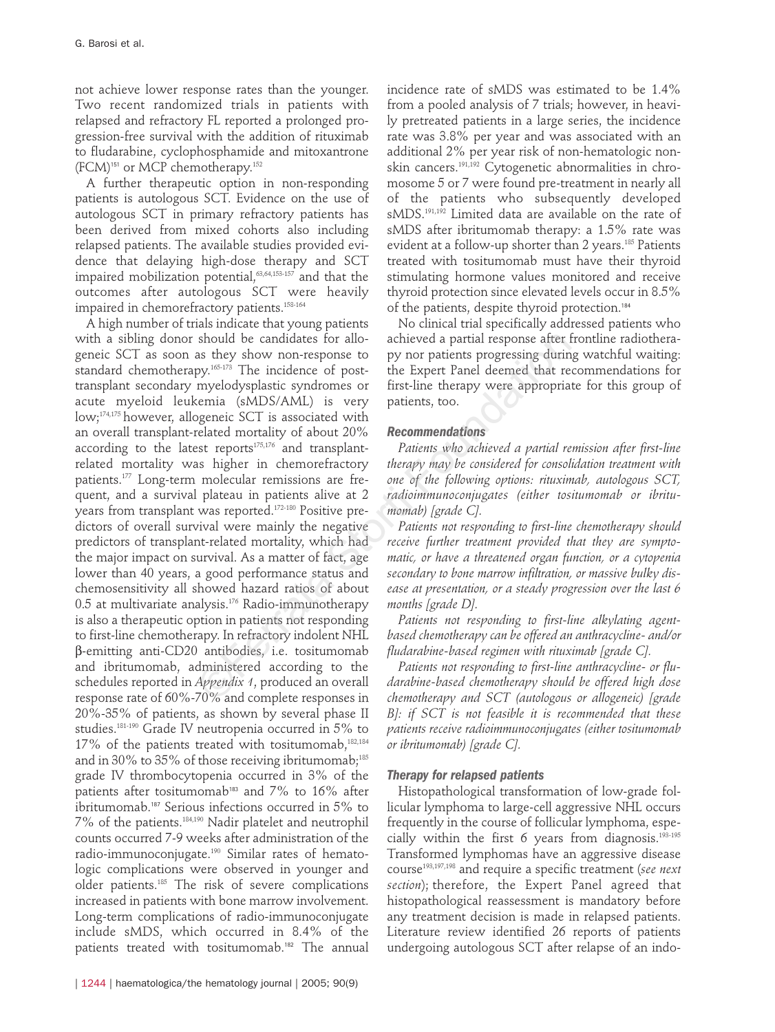not achieve lower response rates than the younger. Two recent randomized trials in patients with relapsed and refractory FL reported a prolonged progression-free survival with the addition of rituximab to fludarabine, cyclophosphamide and mitoxantrone (FCM)[151] or MCP chemotherapy.[152]

A further therapeutic option in non-responding patients is autologous SCT. Evidence on the use of autologous SCT in primary refractory patients has been derived from mixed cohorts also including relapsed patients. The available studies provided evidence that delaying high-dose therapy and SCT impaired mobilization potential,[63,64,153-157] and that the outcomes after autologous SCT were heavily impaired in chemorefractory patients.[158-164]

A high number of trials indicate that young patients with a sibling donor should be candidates for allogeneic SCT as soon as they show non-response to standard chemotherapy.[165-173] The incidence of post-transplant secondary myelodysplastic syndromes or acute myeloid leukemia (sMDS/AML) is very low;[174,175] however, allogeneic SCT is associated with an overall transplant-related mortality of about 20% according to the latest reports[175,176] and transplant-related mortality was higher in chemorefractory patients.[177] Long-term molecular remissions are frequent, and a survival plateau in patients alive at 2 years from transplant was reported.[172-180] Positive predictors of overall survival were mainly the negative predictors of transplant-related mortality, which had the major impact on survival. As a matter of fact, age lower than 40 years, a good performance status and chemosensitivity all showed hazard ratios of about 0.5 at multivariate analysis.[176] Radio-immunotherapy is also a therapeutic option in patients not responding to first-line chemotherapy. In refractory indolent NHL β-emitting anti-CD20 antibodies, i.e. tositumomab and ibritumomab, administered according to the schedules reported in *Appendix 1*, produced an overall response rate of 60%-70% and complete responses in 20%-35% of patients, as shown by several phase II studies.[181-190] Grade IV neutropenia occurred in 5% to 17% of the patients treated with tositumomab,[182,184] and in 30% to 35% of those receiving ibritumomab;[185] grade IV thrombocytopenia occurred in 3% of the patients after tositumomab[183] and 7% to 16% after ibritumomab.[187] Serious infections occurred in 5% to 7% of the patients.[184,190] Nadir platelet and neutrophil counts occurred 7-9 weeks after administration of the radio-immunoconjugate.[190] Similar rates of hematologic complications were observed in younger and older patients.[185] The risk of severe complications increased in patients with bone marrow involvement. Long-term complications of radio-immunoconjugate include sMDS, which occurred in 8.4% of the patients treated with tositumomab.[182] The annual incidence rate of sMDS was estimated to be 1.4% from a pooled analysis of 7 trials; however, in heavily pretreated patients in a large series, the incidence rate was 3.8% per year and was associated with an additional 2% per year risk of non-hematologic non-skin cancers.[191,192] Cytogenetic abnormalities in chromosome 5 or 7 were found pre-treatment in nearly all of the patients who subsequently developed sMDS.[191,192] Limited data are available on the rate of sMDS after ibritumomab therapy: a 1.5% rate was evident at a follow-up shorter than 2 years.[185] Patients treated with tositumomab must have their thyroid stimulating hormone values monitored and receive thyroid protection since elevated levels occur in 8.5% of the patients, despite thyroid protection.[184]

No clinical trial specifically addressed patients who achieved a partial response after frontline radiotherapy nor patients progressing during watchful waiting: the Expert Panel deemed that recommendations for first-line therapy were appropriate for this group of patients, too.

### Recommendations

*Patients who achieved a partial remission after first-line therapy may be considered for consolidation treatment with one of the following options: rituximab, autologous SCT, radioimmunoconjugates (either tositumomab or ibritumomab) [grade C].*

*Patients not responding to first-line chemotherapy should receive further treatment provided that they are symptomatic, or have a threatened organ function, or a cytopenia secondary to bone marrow infiltration, or massive bulky disease at presentation, or a steady progression over the last 6 months [grade D].*

*Patients not responding to first-line alkylating agent-based chemotherapy can be offered an anthracycline- and/or fludarabine-based regimen with rituximab [grade C].*

*Patients not responding to first-line anthracycline- or fludarabine-based chemotherapy should be offered high dose chemotherapy and SCT (autologous or allogeneic) [grade B]: if SCT is not feasible it is recommended that these patients receive radioimmunoconjugates (either tositumomab or ibritumomab) [grade C].*

### Therapy for relapsed patients

Histopathological transformation of low-grade follicular lymphoma to large-cell aggressive NHL occurs frequently in the course of follicular lymphoma, especially within the first 6 years from diagnosis.[193-195] Transformed lymphomas have an aggressive disease course[193,197,198] and require a specific treatment (*see next section*); therefore, the Expert Panel agreed that histopathological reassessment is mandatory before any treatment decision is made in relapsed patients. Literature review identified 26 reports of patients undergoing autologous SCT after relapse of an indo-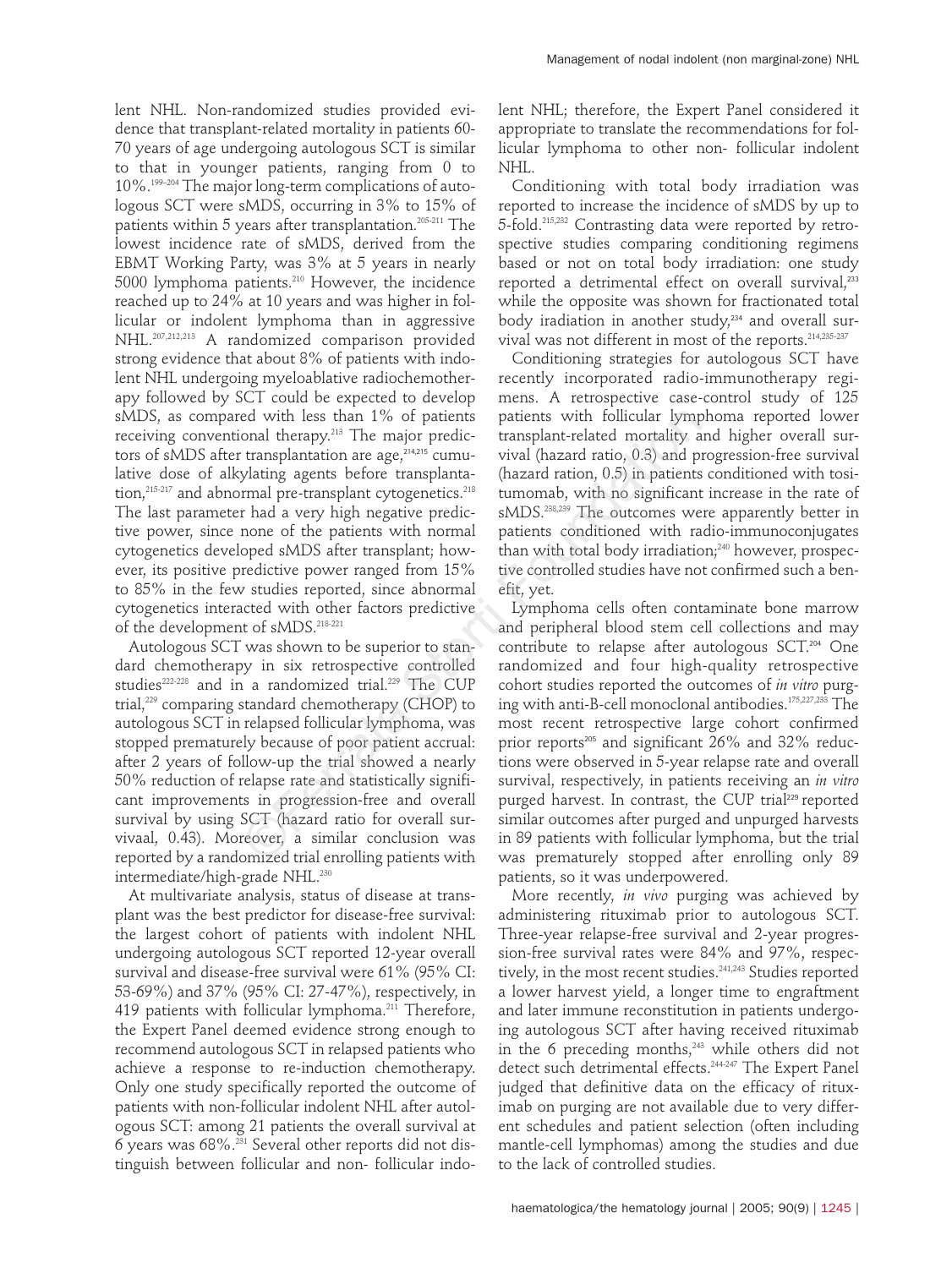lent NHL. Non-randomized studies provided evidence that transplant-related mortality in patients 60-70 years of age undergoing autologous SCT is similar to that in younger patients, ranging from 0 to 10%.[199-204] The major long-term complications of autologous SCT were sMDS, occurring in 3% to 15% of patients within 5 years after transplantation.[205-211] The lowest incidence rate of sMDS, derived from the EBMT Working Party, was 3% at 5 years in nearly 5000 lymphoma patients.[210] However, the incidence reached up to 24% at 10 years and was higher in follicular or indolent lymphoma than in aggressive NHL.[207,212,213] A randomized comparison provided strong evidence that about 8% of patients with indolent NHL undergoing myeloablative radiochemotherapy followed by SCT could be expected to develop sMDS, as compared with less than 1% of patients receiving conventional therapy.[213] The major predictors of sMDS after transplantation are age,[214,215] cumulative dose of alkylating agents before transplantation,[215-217] and abnormal pre-transplant cytogenetics.[218] The last parameter had a very high negative predictive power, since none of the patients with normal cytogenetics developed sMDS after transplant; however, its positive predictive power ranged from 15% to 85% in the few studies reported, since abnormal cytogenetics interacted with other factors predictive of the development of sMDS.[218-221]

Autologous SCT was shown to be superior to standard chemotherapy in six retrospective controlled studies[222-228] and in a randomized trial.[229] The CUP trial,[229] comparing standard chemotherapy (CHOP) to autologous SCT in relapsed follicular lymphoma, was stopped prematurely because of poor patient accrual: after 2 years of follow-up the trial showed a nearly 50% reduction of relapse rate and statistically significant improvements in progression-free and overall survival by using SCT (hazard ratio for overall survivaal, 0.43). Moreover, a similar conclusion was reported by a randomized trial enrolling patients with intermediate/high-grade NHL.[230]

At multivariate analysis, status of disease at transplant was the best predictor for disease-free survival: the largest cohort of patients with indolent NHL undergoing autologous SCT reported 12-year overall survival and disease-free survival were 61% (95% CI: 53-69%) and 37% (95% CI: 27-47%), respectively, in 419 patients with follicular lymphoma.[211] Therefore, the Expert Panel deemed evidence strong enough to recommend autologous SCT in relapsed patients who achieve a response to re-induction chemotherapy. Only one study specifically reported the outcome of patients with non-follicular indolent NHL after autologous SCT: among 21 patients the overall survival at 6 years was 68%.[231] Several other reports did not distinguish between follicular and non- follicular indolent NHL; therefore, the Expert Panel considered it appropriate to translate the recommendations for follicular lymphoma to other non- follicular indolent NHL.

Conditioning with total body irradiation was reported to increase the incidence of sMDS by up to 5-fold.[215,232] Contrasting data were reported by retrospective studies comparing conditioning regimens based or not on total body irradiation: one study reported a detrimental effect on overall survival,[233] while the opposite was shown for fractionated total body irradiation in another study,[234] and overall survival was not different in most of the reports.[214,235-237]

Conditioning strategies for autologous SCT have recently incorporated radio-immunotherapy regimens. A retrospective case-control study of 125 patients with follicular lymphoma reported lower transplant-related mortality and higher overall survival (hazard ratio, 0.3) and progression-free survival (hazard ration, 0.5) in patients conditioned with tositumomab, with no significant increase in the rate of sMDS.[238,239] The outcomes were apparently better in patients conditioned with radio-immunoconjugates than with total body irradiation;[240] however, prospective controlled studies have not confirmed such a benefit, yet.

Lymphoma cells often contaminate bone marrow and peripheral blood stem cell collections and may contribute to relapse after autologous SCT.[204] One randomized and four high-quality retrospective cohort studies reported the outcomes of *in vitro* purging with anti-B-cell monoclonal antibodies.[175,227,233] The most recent retrospective large cohort confirmed prior reports[205] and significant 26% and 32% reductions were observed in 5-year relapse rate and overall survival, respectively, in patients receiving an *in vitro* purged harvest. In contrast, the CUP trial[229] reported similar outcomes after purged and unpurged harvests in 89 patients with follicular lymphoma, but the trial was prematurely stopped after enrolling only 89 patients, so it was underpowered.

More recently, *in vivo* purging was achieved by administering rituximab prior to autologous SCT. Three-year relapse-free survival and 2-year progression-free survival rates were 84% and 97%, respectively, in the most recent studies.[241,243] Studies reported a lower harvest yield, a longer time to engraftment and later immune reconstitution in patients undergoing autologous SCT after having received rituximab in the 6 preceding months,[243] while others did not detect such detrimental effects.[244-247] The Expert Panel judged that definitive data on the efficacy of rituximab on purging are not available due to very different schedules and patient selection (often including mantle-cell lymphomas) among the studies and due to the lack of controlled studies.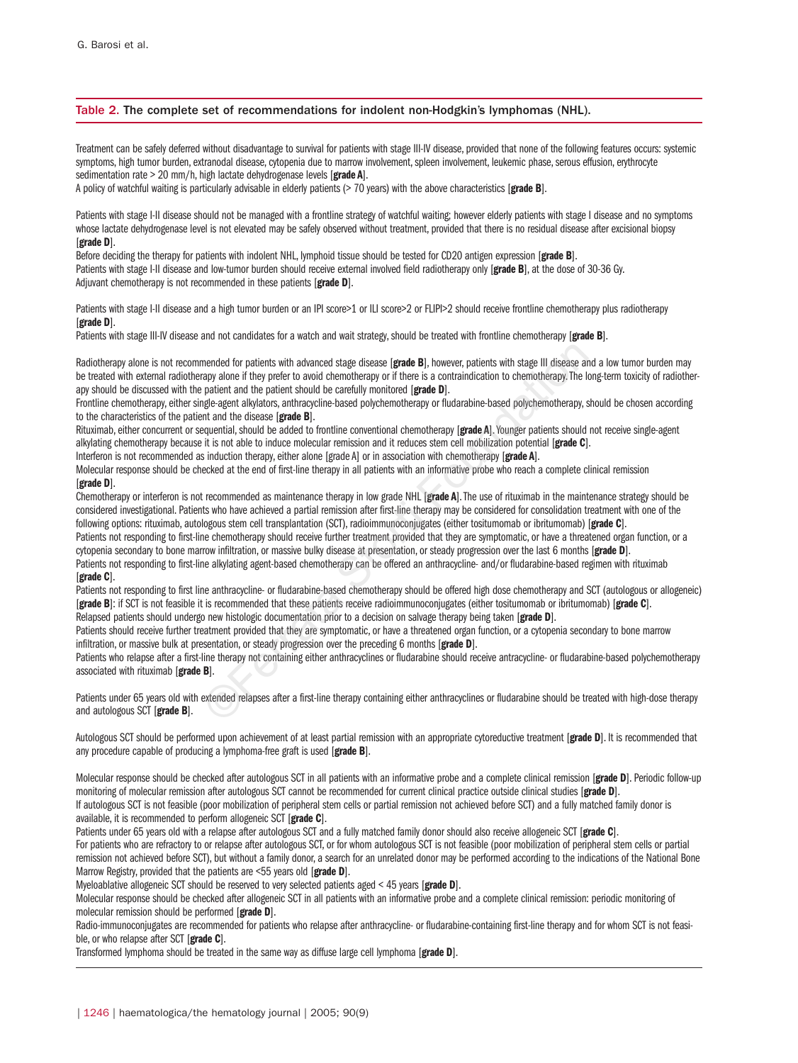**Table 2.** The complete set of recommendations for indolent non-Hodgkin's lymphomas (NHL).

Treatment can be safely deferred without disadvantage to survival for patients with stage III-IV disease, provided that none of the following features occurs: systemic symptoms, high tumor burden, extranodal disease, cytopenia due to marrow involvement, spleen involvement, leukemic phase, serous effusion, erythrocyte sedimentation rate > 20 mm/h, high lactate dehydrogenase levels [**grade A**].
A policy of watchful waiting is particularly advisable in elderly patients (> 70 years) with the above characteristics [**grade B**].

Patients with stage I-II disease should not be managed with a frontline strategy of watchful waiting; however elderly patients with stage I disease and no symptoms whose lactate dehydrogenase level is not elevated may be safely observed without treatment, provided that there is no residual disease after excisional biopsy [**grade D**].
Before deciding the therapy for patients with indolent NHL, lymphoid tissue should be tested for CD20 antigen expression [**grade B**].
Patients with stage I-II disease and low-tumor burden should receive external involved field radiotherapy only [**grade B**], at the dose of 30-36 Gy.
Adjuvant chemotherapy is not recommended in these patients [**grade D**].

Patients with stage I-II disease and a high tumor burden or an IPI score>1 or ILI score>2 or FLIPI>2 should receive frontline chemotherapy plus radiotherapy [**grade D**].
Patients with stage III-IV disease and not candidates for a watch and wait strategy, should be treated with frontline chemotherapy [**grade B**].

Radiotherapy alone is not recommended for patients with advanced stage disease [**grade B**], however, patients with stage III disease and a low tumor burden may be treated with external radiotherapy alone if they prefer to avoid chemotherapy or if there is a contraindication to chemotherapy. The long-term toxicity of radiotherapy should be discussed with the patient and the patient should be carefully monitored [**grade D**].
Frontline chemotherapy, either single-agent alkylators, anthracycline-based polychemotherapy or fludarabine-based polychemotherapy, should be chosen according to the characteristics of the patient and the disease [**grade B**].
Rituximab, either concurrent or sequential, should be added to frontline conventional chemotherapy [**grade A**]. Younger patients should not receive single-agent alkylating chemotherapy because it is not able to induce molecular remission and it reduces stem cell mobilization potential [**grade C**].
Interferon is not recommended as induction therapy, either alone [grade A] or in association with chemotherapy [**grade A**].
Molecular response should be checked at the end of first-line therapy in all patients with an informative probe who reach a complete clinical remission [**grade D**].
Chemotherapy or interferon is not recommended as maintenance therapy in low grade NHL [**grade A**]. The use of rituximab in the maintenance strategy should be considered investigational. Patients who have achieved a partial remission after first-line therapy may be considered for consolidation treatment with one of the following options: rituximab, autologous stem cell transplantation (SCT), radioimmunoconjugates (either tositumomab or ibritumomab) [**grade C**].
Patients not responding to first-line chemotherapy should receive further treatment provided that they are symptomatic, or have a threatened organ function, or a cytopenia secondary to bone marrow infiltration, or massive bulky disease at presentation, or steady progression over the last 6 months [**grade D**].
Patients not responding to first-line alkylating agent-based chemotherapy can be offered an anthracycline- and/or fludarabine-based regimen with rituximab [**grade C**].
Patients not responding to first line anthracycline- or fludarabine-based chemotherapy should be offered high dose chemotherapy and SCT (autologous or allogeneic) [**grade B**]: if SCT is not feasible it is recommended that these patients receive radioimmunoconjugates (either tositumomab or ibritumomab) [**grade C**].
Relapsed patients should undergo new histologic documentation prior to a decision on salvage therapy being taken [**grade D**].
Patients should receive further treatment provided that they are symptomatic, or have a threatened organ function, or a cytopenia secondary to bone marrow infiltration, or massive bulk at presentation, or steady progression over the preceding 6 months [**grade D**].
Patients who relapse after a first-line therapy not containing either anthracyclines or fludarabine should receive antracycline- or fludarabine-based polychemotherapy associated with rituximab [**grade B**].

Patients under 65 years old with extended relapses after a first-line therapy containing either anthracyclines or fludarabine should be treated with high-dose therapy and autologous SCT [**grade B**].

Autologous SCT should be performed upon achievement of at least partial remission with an appropriate cytoreductive treatment [**grade D**]. It is recommended that any procedure capable of producing a lymphoma-free graft is used [**grade B**].

Molecular response should be checked after autologous SCT in all patients with an informative probe and a complete clinical remission [**grade D**]. Periodic follow-up monitoring of molecular remission after autologous SCT cannot be recommended for current clinical practice outside clinical studies [**grade D**].
If autologous SCT is not feasible (poor mobilization of peripheral stem cells or partial remission not achieved before SCT) and a fully matched family donor is available, it is recommended to perform allogeneic SCT [**grade C**].
Patients under 65 years old with a relapse after autologous SCT and a fully matched family donor should also receive allogeneic SCT [**grade C**].
For patients who are refractory to or relapse after autologous SCT, or for whom autologous SCT is not feasible (poor mobilization of peripheral stem cells or partial remission not achieved before SCT), but without a family donor, a search for an unrelated donor may be performed according to the indications of the National Bone Marrow Registry, provided that the patients are <55 years old [**grade D**].
Myeloablative allogeneic SCT should be reserved to very selected patients aged < 45 years [**grade D**].
Molecular response should be checked after allogeneic SCT in all patients with an informative probe and a complete clinical remission: periodic monitoring of molecular remission should be performed [**grade D**].
Radio-immunoconjugates are recommended for patients who relapse after anthracycline- or fludarabine-containing first-line therapy and for whom SCT is not feasible, or who relapse after SCT [**grade C**].
Transformed lymphoma should be treated in the same way as diffuse large cell lymphoma [**grade D**].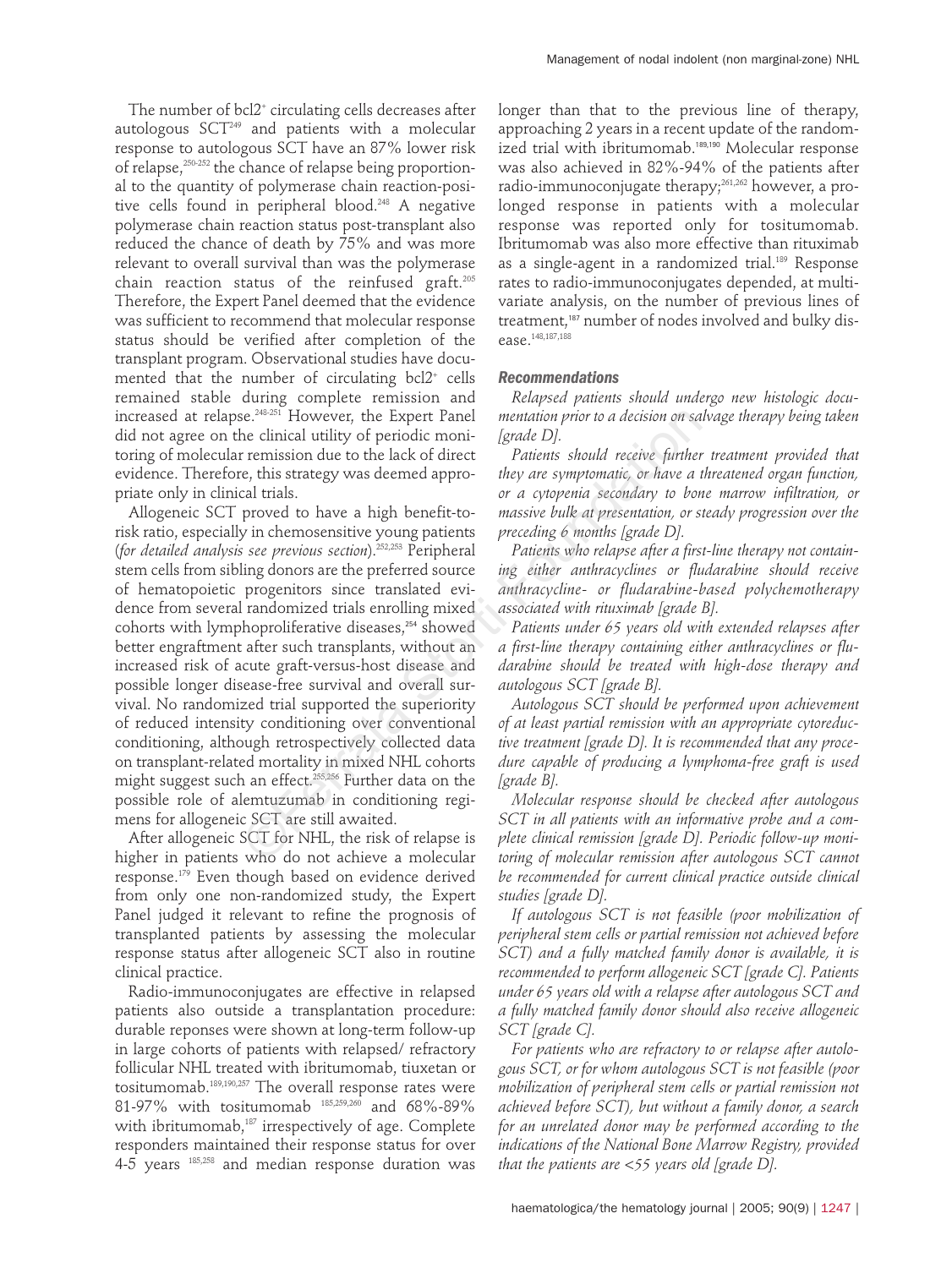The number of bcl2⁺ circulating cells decreases after autologous SCT[249] and patients with a molecular response to autologous SCT have an 87% lower risk of relapse,[250-252] the chance of relapse being proportional to the quantity of polymerase chain reaction-positive cells found in peripheral blood.[248] A negative polymerase chain reaction status post-transplant also reduced the chance of death by 75% and was more relevant to overall survival than was the polymerase chain reaction status of the reinfused graft.[205] Therefore, the Expert Panel deemed that the evidence was sufficient to recommend that molecular response status should be verified after completion of the transplant program. Observational studies have documented that the number of circulating bcl2⁺ cells remained stable during complete remission and increased at relapse.[248-251] However, the Expert Panel did not agree on the clinical utility of periodic monitoring of molecular remission due to the lack of direct evidence. Therefore, this strategy was deemed appropriate only in clinical trials.

Allogeneic SCT proved to have a high benefit-to-risk ratio, especially in chemosensitive young patients (*for detailed analysis see previous section*).[252,253] Peripheral stem cells from sibling donors are the preferred source of hematopoietic progenitors since translated evidence from several randomized trials enrolling mixed cohorts with lymphoproliferative diseases,[254] showed better engraftment after such transplants, without an increased risk of acute graft-versus-host disease and possible longer disease-free survival and overall survival. No randomized trial supported the superiority of reduced intensity conditioning over conventional conditioning, although retrospectively collected data on transplant-related mortality in mixed NHL cohorts might suggest such an effect.[255,256] Further data on the possible role of alemtuzumab in conditioning regimens for allogeneic SCT are still awaited.

After allogeneic SCT for NHL, the risk of relapse is higher in patients who do not achieve a molecular response.[179] Even though based on evidence derived from only one non-randomized study, the Expert Panel judged it relevant to refine the prognosis of transplanted patients by assessing the molecular response status after allogeneic SCT also in routine clinical practice.

Radio-immunoconjugates are effective in relapsed patients also outside a transplantation procedure: durable reponses were shown at long-term follow-up in large cohorts of patients with relapsed/ refractory follicular NHL treated with ibritumomab, tiuxetan or tositumomab.[189,190,257] The overall response rates were 81-97% with tositumomab [185,259,260] and 68%-89% with ibritumomab,[187] irrespectively of age. Complete responders maintained their response status for over 4-5 years [185,258] and median response duration was longer than that to the previous line of therapy, approaching 2 years in a recent update of the randomized trial with ibritumomab.[189,190] Molecular response was also achieved in 82%-94% of the patients after radio-immunoconjugate therapy;[261,262] however, a prolonged response in patients with a molecular response was reported only for tositumomab. Ibritumomab was also more effective than rituximab as a single-agent in a randomized trial.[189] Response rates to radio-immunoconjugates depended, at multivariate analysis, on the number of previous lines of treatment,[187] number of nodes involved and bulky disease.[148,187,188]

### Recommendations

*Relapsed patients should undergo new histologic documentation prior to a decision on salvage therapy being taken [grade D].*

*Patients should receive further treatment provided that they are symptomatic, or have a threatened organ function, or a cytopenia secondary to bone marrow infiltration, or massive bulk at presentation, or steady progression over the preceding 6 months [grade D].*

*Patients who relapse after a first-line therapy not containing either anthracyclines or fludarabine should receive anthracycline- or fludarabine-based polychemotherapy associated with rituximab [grade B].*

*Patients under 65 years old with extended relapses after a first-line therapy containing either anthracyclines or fludarabine should be treated with high-dose therapy and autologous SCT [grade B].*

*Autologous SCT should be performed upon achievement of at least partial remission with an appropriate cytoreductive treatment [grade D]. It is recommended that any procedure capable of producing a lymphoma-free graft is used [grade B].*

*Molecular response should be checked after autologous SCT in all patients with an informative probe and a complete clinical remission [grade D]. Periodic follow-up monitoring of molecular remission after autologous SCT cannot be recommended for current clinical practice outside clinical studies [grade D].*

*If autologous SCT is not feasible (poor mobilization of peripheral stem cells or partial remission not achieved before SCT) and a fully matched family donor is available, it is recommended to perform allogeneic SCT [grade C]. Patients under 65 years old with a relapse after autologous SCT and a fully matched family donor should also receive allogeneic SCT [grade C].*

*For patients who are refractory to or relapse after autologous SCT, or for whom autologous SCT is not feasible (poor mobilization of peripheral stem cells or partial remission not achieved before SCT), but without a family donor, a search for an unrelated donor may be performed according to the indications of the National Bone Marrow Registry, provided that the patients are <55 years old [grade D].*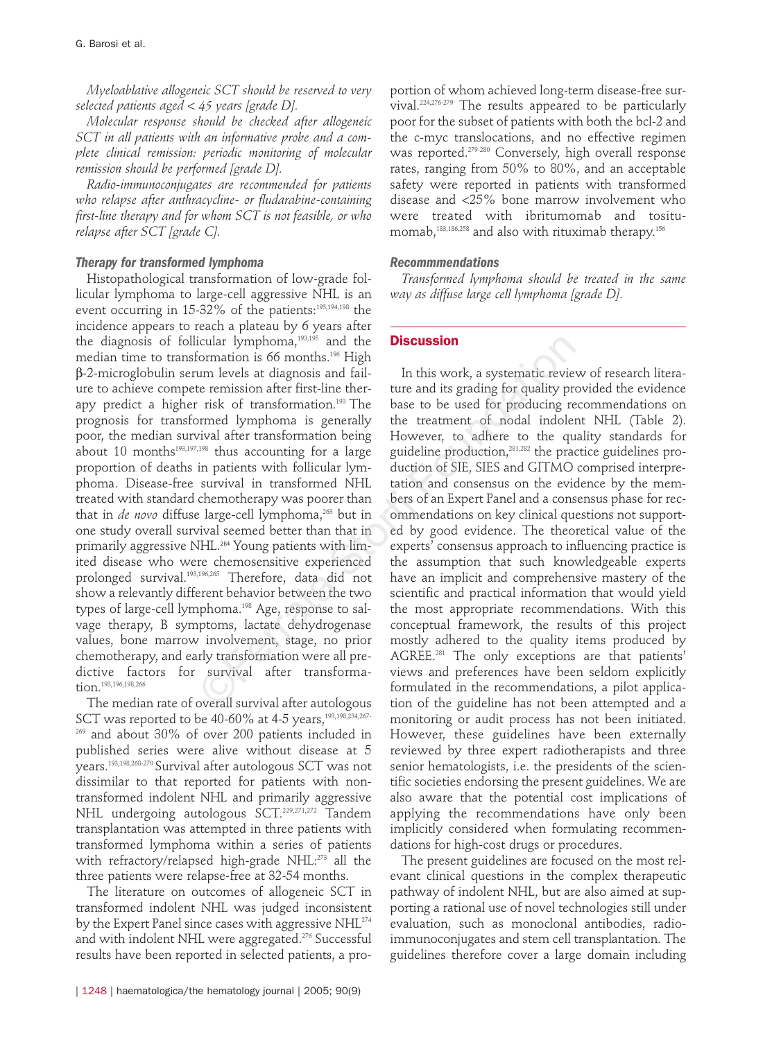*Myeloablative allogeneic SCT should be reserved to very selected patients aged < 45 years [grade D].*

*Molecular response should be checked after allogeneic SCT in all patients with an informative probe and a complete clinical remission: periodic monitoring of molecular remission should be performed [grade D].*

*Radio-immunoconjugates are recommended for patients who relapse after anthracycline- or fludarabine-containing first-line therapy and for whom SCT is not feasible, or who relapse after SCT [grade C].*

### Therapy for transformed lymphoma

Histopathological transformation of low-grade follicular lymphoma to large-cell aggressive NHL is an event occurring in 15-32% of the patients:[193,194,198] the incidence appears to reach a plateau by 6 years after the diagnosis of follicular lymphoma,[193,195] and the median time to transformation is 66 months.[196] High β-2-microglobulin serum levels at diagnosis and failure to achieve compete remission after first-line therapy predict a higher risk of transformation.[193] The prognosis for transformed lymphoma is generally poor, the median survival after transformation being about 10 months[193,197,198] thus accounting for a large proportion of deaths in patients with follicular lymphoma. Disease-free survival in transformed NHL treated with standard chemotherapy was poorer than that in *de novo* diffuse large-cell lymphoma,[263] but in one study overall survival seemed better than that in primarily aggressive NHL.[264] Young patients with limited disease who were chemosensitive experienced prolonged survival.[193,196,265] Therefore, data did not show a relevantly different behavior between the two types of large-cell lymphoma.[198] Age, response to salvage therapy, B symptoms, lactate dehydrogenase values, bone marrow involvement, stage, no prior chemotherapy, and early transformation were all predictive factors for survival after transformation.[193,196,198,266]

The median rate of overall survival after autologous SCT was reported to be 40-60% at 4-5 years,[193,198,234,267-269] and about 30% of over 200 patients included in published series were alive without disease at 5 years.[193,198,268-270] Survival after autologous SCT was not dissimilar to that reported for patients with non-transformed indolent NHL and primarily aggressive NHL undergoing autologous SCT.[229,271,272] Tandem transplantation was attempted in three patients with transformed lymphoma within a series of patients with refractory/relapsed high-grade NHL:[273] all the three patients were relapse-free at 32-54 months.

The literature on outcomes of allogeneic SCT in transformed indolent NHL was judged inconsistent by the Expert Panel since cases with aggressive NHL[274] and with indolent NHL were aggregated.[276] Successful results have been reported in selected patients, a proportion of whom achieved long-term disease-free survival.[224,276-279] The results appeared to be particularly poor for the subset of patients with both the bcl-2 and the c-myc translocations, and no effective regimen was reported.[279-280] Conversely, high overall response rates, ranging from 50% to 80%, and an acceptable safety were reported in patients with transformed disease and <25% bone marrow involvement who were treated with ibritumomab and tositumomab,[183,186,258] and also with rituximab therapy.[156]

### Recommmendations

*Transformed lymphoma should be treated in the same way as diffuse large cell lymphoma [grade D].*

## Discussion

In this work, a systematic review of research literature and its grading for quality provided the evidence base to be used for producing recommendations on the treatment of nodal indolent NHL (Table 2). However, to adhere to the quality standards for guideline production,[281,282] the practice guidelines production of SIE, SIES and GITMO comprised interpretation and consensus on the evidence by the members of an Expert Panel and a consensus phase for recommendations on key clinical questions not supported by good evidence. The theoretical value of the experts' consensus approach to influencing practice is the assumption that such knowledgeable experts have an implicit and comprehensive mastery of the scientific and practical information that would yield the most appropriate recommendations. With this conceptual framework, the results of this project mostly adhered to the quality items produced by AGREE.[281] The only exceptions are that patients' views and preferences have been seldom explicitly formulated in the recommendations, a pilot application of the guideline has not been attempted and a monitoring or audit process has not been initiated. However, these guidelines have been externally reviewed by three expert radiotherapists and three senior hematologists, i.e. the presidents of the scientific societies endorsing the present guidelines. We are also aware that the potential cost implications of applying the recommendations have only been implicitly considered when formulating recommendations for high-cost drugs or procedures.

The present guidelines are focused on the most relevant clinical questions in the complex therapeutic pathway of indolent NHL, but are also aimed at supporting a rational use of novel technologies still under evaluation, such as monoclonal antibodies, radio-immunoconjugates and stem cell transplantation. The guidelines therefore cover a large domain including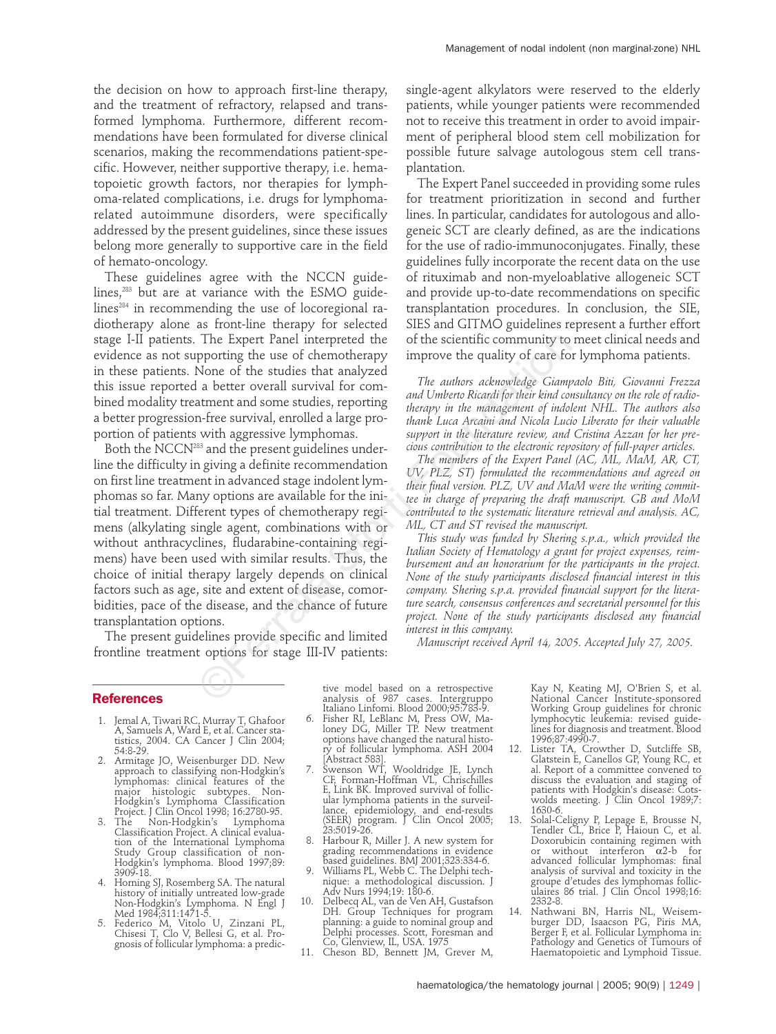the decision on how to approach first-line therapy, and the treatment of refractory, relapsed and transformed lymphoma. Furthermore, different recommendations have been formulated for diverse clinical scenarios, making the recommendations patient-specific. However, neither supportive therapy, i.e. hematopoietic growth factors, nor therapies for lymphoma-related complications, i.e. drugs for lymphoma-related autoimmune disorders, were specifically addressed by the present guidelines, since these issues belong more generally to supportive care in the field of hemato-oncology.

These guidelines agree with the NCCN guidelines,[283] but are at variance with the ESMO guidelines[284] in recommending the use of locoregional radiotherapy alone as front-line therapy for selected stage I-II patients. The Expert Panel interpreted the evidence as not supporting the use of chemotherapy in these patients. None of the studies that analyzed this issue reported a better overall survival for combined modality treatment and some studies, reporting a better progression-free survival, enrolled a large proportion of patients with aggressive lymphomas.

Both the NCCN[283] and the present guidelines underline the difficulty in giving a definite recommendation on first line treatment in advanced stage indolent lymphomas so far. Many options are available for the initial treatment. Different types of chemotherapy regimens (alkylating single agent, combinations with or without anthracyclines, fludarabine-containing regimens) have been used with similar results. Thus, the choice of initial therapy largely depends on clinical factors such as age, site and extent of disease, comorbidities, pace of the disease, and the chance of future transplantation options.

The present guidelines provide specific and limited frontline treatment options for stage III-IV patients: single-agent alkylators were reserved to the elderly patients, while younger patients were recommended not to receive this treatment in order to avoid impairment of peripheral blood stem cell mobilization for possible future salvage autologous stem cell transplantation.

The Expert Panel succeeded in providing some rules for treatment prioritization in second and further lines. In particular, candidates for autologous and allogeneic SCT are clearly defined, as are the indications for the use of radio-immunoconjugates. Finally, these guidelines fully incorporate the recent data on the use of rituximab and non-myeloablative allogeneic SCT and provide up-to-date recommendations on specific transplantation procedures. In conclusion, the SIE, SIES and GITMO guidelines represent a further effort of the scientific community to meet clinical needs and improve the quality of care for lymphoma patients.

*The authors acknowledge Giampaolo Biti, Giovanni Frezza and Umberto Ricardi for their kind consultancy on the role of radiotherapy in the management of indolent NHL. The authors also thank Luca Arcaini and Nicola Lucio Liberato for their valuable support in the literature review, and Cristina Azzan for her precious contribution to the electronic repository of full-paper articles.*

*The members of the Expert Panel (AC, ML, MaM, AR, CT, UV, PLZ, ST) formulated the recommendations and agreed on their final version. PLZ, UV and MaM were the writing committee in charge of preparing the draft manuscript. GB and MoM contributed to the systematic literature retrieval and analysis. AC, ML, CT and ST revised the manuscript.*

*This study was funded by Shering s.p.a., which provided the Italian Society of Hematology a grant for project expenses, reimbursement and an honorarium for the participants in the project. None of the study participants disclosed financial interest in this company. Shering s.p.a. provided financial support for the literature search, consensus conferences and secretarial personnel for this project. None of the study participants disclosed any financial interest in this company.*

*Manuscript received April 14, 2005. Accepted July 27, 2005.*

## References

1. Jemal A, Tiwari RC, Murray T, Ghafoor A, Samuels A, Ward E, et al. Cancer statistics, 2004. CA Cancer J Clin 2004; 54:8-29.
2. Armitage JO, Weisenburger DD. New approach to classifying non-Hodgkin's lymphomas: clinical features of the major histologic subtypes. Non-Hodgkin's Lymphoma Classification Project. J Clin Oncol 1998; 16:2780-95.
3. The Non-Hodgkin's Lymphoma Classification Project. A clinical evaluation of the International Lymphoma Study Group classification of non-Hodgkin's lymphoma. Blood 1997;89: 3909-18.
4. Horning SJ, Rosemberg SA. The natural history of initially untreated low-grade Non-Hodgkin's Lymphoma. N Engl J Med 1984;311:1471-5.
5. Federico M, Vitolo U, Zinzani PL, Chisesi T, Clo V, Bellesi G, et al. Prognosis of follicular lymphoma: a predictive model based on a retrospective analysis of 987 cases. Intergruppo Italiano Linfomi. Blood 2000;95:783-9.
6. Fisher RI, LeBlanc M, Press OW, Maloney DG, Miller TP. New treatment options have changed the natural history of follicular lymphoma. ASH 2004 [Abstract 583].
7. Swenson WT, Wooldridge JE, Lynch CF, Forman-Hoffman VL, Chrischilles E, Link BK. Improved survival of follicular lymphoma patients in the surveillance, epidemiology, and end-results (SEER) program. J Clin Oncol 2005; 23:5019-26.
8. Harbour R, Miller J. A new system for grading recommendations in evidence based guidelines. BMJ 2001;323:334-6.
9. Williams PL, Webb C. The Delphi technique: a methodological discussion. J Adv Nurs 1994;19: 180-6.
10. Delbecq AL, van de Ven AH, Gustafson DH. Group Techniques for program planning: a guide to nominal group and Delphi processes. Scott, Foresman and Co, Glenview, IL, USA. 1975
11. Cheson BD, Bennett JM, Grever M, Kay N, Keating MJ, O'Brien S, et al. National Cancer Institute-sponsored Working Group guidelines for chronic lymphocytic leukemia: revised guidelines for diagnosis and treatment. Blood 1996;87:4990-7.
12. Lister TA, Crowther D, Sutcliffe SB, Glatstein E, Canellos GP, Young RC, et al. Report of a committee convened to discuss the evaluation and staging of patients with Hodgkin's disease: Cotswolds meeting. J Clin Oncol 1989;7: 1630-6.
13. Solal-Celigny P, Lepage E, Brousse N, Tendler CL, Brice P, Haioun C, et al. Doxorubicin containing regimen with or without interferon α2-b for advanced follicular lymphomas: final analysis of survival and toxicity in the groupe d'etudes des lymphomas folliculaires 86 trial. J Clin Oncol 1998;16: 2332-8.
14. Nathwani BN, Harris NL, Weisemburger DD, Isaacson PG, Piris MA, Berger F, et al. Follicular Lymphoma in: Pathology and Genetics of Tumours of Haematopoietic and Lymphoid Tissue.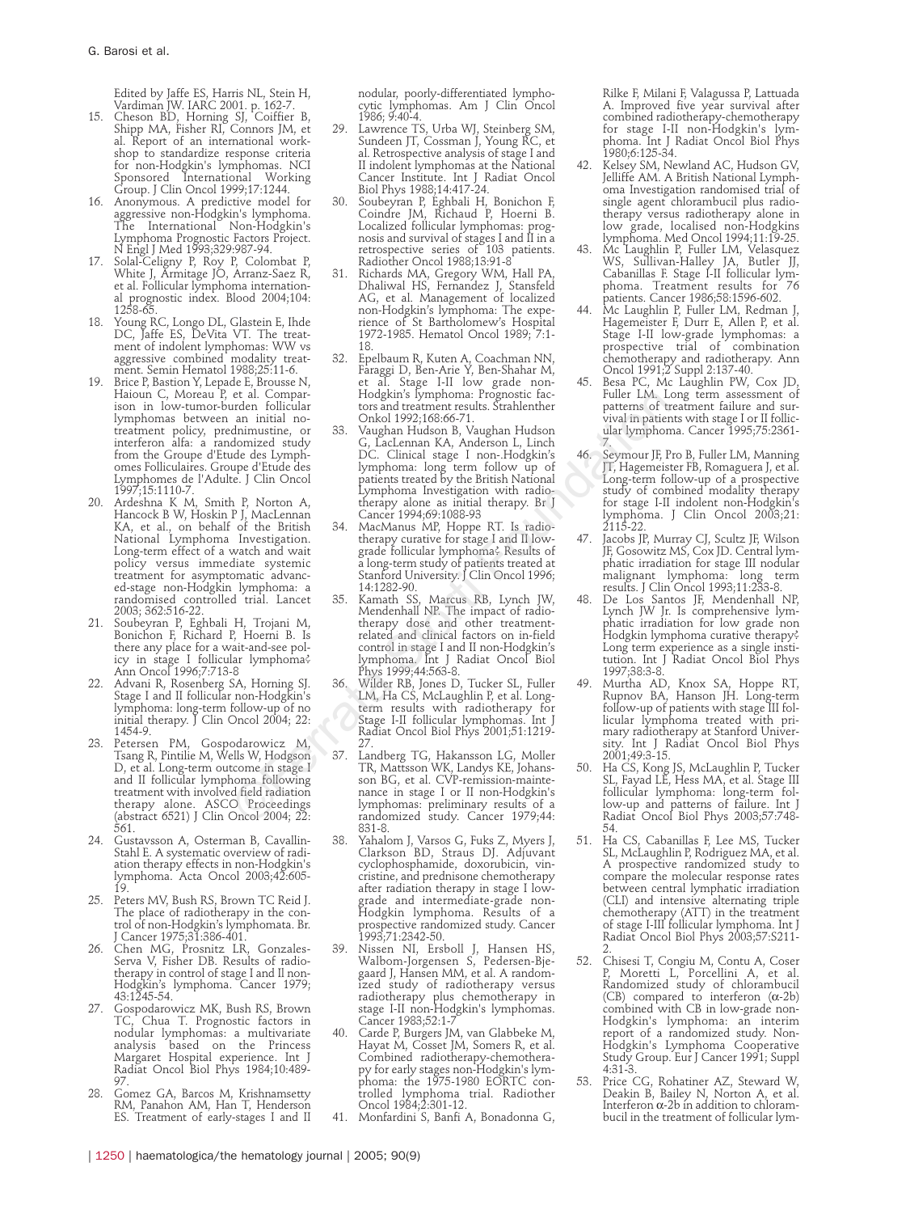Edited by Jaffe ES, Harris NL, Stein H, Vardiman JW. IARC 2001. p. 162-7.

15. Cheson BD, Horning SJ, Coiffier B, Shipp MA, Fisher RI, Connors JM, et al. Report of an international workshop to standardize response criteria for non-Hodgkin's lymphomas. NCI Sponsored International Working Group. J Clin Oncol 1999;17:1244.
16. Anonymous. A predictive model for aggressive non-Hodgkin's lymphoma. The International Non-Hodgkin's Lymphoma Prognostic Factors Project. N Engl J Med 1993;329:987-94.
17. Solal-Celigny P, Roy P, Colombat P, White J, Armitage JO, Arranz-Saez R, et al. Follicular lymphoma international prognostic index. Blood 2004;104:1258-65.
18. Young RC, Longo DL, Glastein E, Ihde DC, Jaffe ES, DeVita VT. The treatment of indolent lymphomas: WW vs aggressive combined modality treatment. Semin Hematol 1988;25:11-6.
19. Brice P, Bastion Y, Lepade E, Brousse N, Haioun C, Moreau P, et al. Comparison in low-tumor-burden follicular lymphomas between an initial no-treatment policy, prednimustine, or interferon alfa: a randomized study from the Groupe d'Etude des Lymphomes Folliculaires. Groupe d'Etude des Lymphomes de l'Adulte. J Clin Oncol 1997;15:1110-7.
20. Ardeshna K M, Smith P, Norton A, Hancock B W, Hoskin P J, MacLennan KA, et al., on behalf of the British National Lymphoma Investigation. Long-term effect of a watch and wait policy versus immediate systemic treatment for asymptomatic advanced-stage non-Hodgkin lymphoma: a randomised controlled trial. Lancet 2003; 362:516-22.
21. Soubeyran P, Eghbali H, Trojani M, Bonichon F, Richard P, Hoerni B. Is there any place for a wait-and-see policy in stage I follicular lymphoma? Ann Oncol 1996;7:713-8
22. Advani R, Rosenberg SA, Horning SJ. Stage I and II follicular non-Hodgkin's lymphoma: long-term follow-up of no initial therapy. J Clin Oncol 2004; 22:1454-9.
23. Petersen PM, Gospodarowicz M, Tsang R, Pintilie M, Wells W, Hodgson D, et al. Long-term outcome in stage I and II follicular lymphoma following treatment with involved field radiation therapy alone. ASCO Proceedings (abstract 6521) J Clin Oncol 2004; 22:561.
24. Gustavsson A, Osterman B, Cavallin-Stahl E. A systematic overview of radiation therapy effects in non-Hodgkin's lymphoma. Acta Oncol 2003;42:605-19.
25. Peters MV, Bush RS, Brown TC Reid J. The place of radiotherapy in the control of non-Hodgkin's lymphomata. Br. J Cancer 1975;31:386-401.
26. Chen MG, Prosnitz LR, Gonzales-Serva V, Fisher DB. Results of radiotherapy in control of stage I and II non-Hodgkin's lymphoma. Cancer 1979; 43:1245-54.
27. Gospodarowicz MK, Bush RS, Brown TC, Chua T. Prognostic factors in nodular lymphomas: a multivariate analysis based on the Princess Margaret Hospital experience. Int J Radiat Oncol Biol Phys 1984;10:489-97.
28. Gomez GA, Barcos M, Krishnamsetty RM, Panahon AM, Han T, Henderson ES. Treatment of early-stages I and II nodular, poorly-differentiated lymphocytic lymphomas. Am J Clin Oncol 1986; 9:40-4.
29. Lawrence TS, Urba WJ, Steinberg SM, Sundeen JT, Cossman J, Young RC, et al. Retrospective analysis of stage I and II indolent lymphomas at the National Cancer Institute. Int J Radiat Oncol Biol Phys 1988;14:417-24.
30. Soubeyran P, Eghbali H, Bonichon F, Coindre JM, Richaud P, Hoerni B. Localized follicular lymphomas: prognosis and survival of stages I and II in a retrospective series of 103 patients. Radiother Oncol 1988;13:91-8
31. Richards MA, Gregory WM, Hall PA, Dhaliwal HS, Fernandez J, Stansfeld AG, et al. Management of localized non-Hodgkin's lymphoma: The experience of St Bartholomew's Hospital 1972-1985. Hematol Oncol 1989; 7:1-18.
32. Epelbaum R, Kuten A, Coachman NN, Faraggi D, Ben-Arie Y, Ben-Shahar M, et al. Stage I-II low grade non-Hodgkin's lymphoma: Prognostic factors and treatment results. Strahlenther Onkol 1992;168:66-71.
33. Vaughan Hudson B, Vaughan Hudson G, LacLennan KA, Anderson L, Linch DC. Clinical stage I non-.Hodgkin's lymphoma: long term follow up of patients treated by the British National Lymphoma Investigation with radiotherapy alone as initial therapy. Br J Cancer 1994;69:1088-93
34. MacManus MP, Hoppe RT. Is radiotherapy curative for stage I and II low-grade follicular lymphoma? Results of a long-term study of patients treated at Stanford University. J Clin Oncol 1996; 14:1282-90.
35. Kamath SS, Marcus RB, Lynch JW, Mendenhall NP. The impact of radiotherapy dose and other treatment-related and clinical factors on in-field control in stage I and II non-Hodgkin's lymphoma. Int J Radiat Oncol Biol Phys 1999;44:563-8.
36. Wilder RB, Jones D, Tucker SL, Fuller LM, Ha CS, McLaughlin P, et al. Long-term results with radiotherapy for Stage I-II follicular lymphomas. Int J Radiat Oncol Biol Phys 2001;51:1219-27.
37. Landberg TG, Hakansson LG, Moller TR, Mattsson WK, Landys KE, Johansson BG, et al. CVP-remission-maintenance in stage I or II non-Hodgkin's lymphomas: preliminary results of a randomized study. Cancer 1979;44:831-8.
38. Yahalom J, Varsos G, Fuks Z, Myers J, Clarkson BD, Straus DJ. Adjuvant cyclophosphamide, doxorubicin, vincristine, and prednisone chemotherapy after radiation therapy in stage I low-grade and intermediate-grade non-Hodgkin lymphoma. Results of a prospective randomized study. Cancer 1993;71:2342-50.
39. Nissen NI, Ersboll J, Hansen HS, Walbom-Jorgensen S, Pedersen-Bjegaard J, Hansen MM, et al. A randomized study of radiotherapy versus radiotherapy plus chemotherapy in stage I-II non-Hodgkin's lymphomas. Cancer 1983;52:1-7
40. Carde P, Burgers JM, van Glabbeke M, Hayat M, Cosset JM, Somers R, et al. Combined radiotherapy-chemotherapy for early stages non-Hodgkin's lymphoma: the 1975-1980 EORTC controlled lymphoma trial. Radiother Oncol 1984;2:301-12.
41. Monfardini S, Banfi A, Bonadonna G, Rilke F, Milani F, Valagussa P, Lattuada A. Improved five year survival after combined radiotherapy-chemotherapy for stage I-II non-Hodgkin's lymphoma. Int J Radiat Oncol Biol Phys 1980;6:125-34.
42. Kelsey SM, Newland AC, Hudson GV, Jelliffe AM. A British National Lymphoma Investigation randomised trial of single agent chlorambucil plus radiotherapy versus radiotherapy alone in low grade, localised non-Hodgkins lymphoma. Med Oncol 1994;11:19-25.
43. Mc Laughlin P, Fuller LM, Velasquez WS, Sullivan-Halley JA, Butler JJ, Cabanillas F. Stage I-II follicular lymphoma. Treatment results for 76 patients. Cancer 1986;58:1596-602.
44. Mc Laughlin P, Fuller LM, Redman J, Hagemeister F, Durr E, Allen P, et al. Stage I-II low-grade lymphomas: a prospective trial of combination chemotherapy and radiotherapy. Ann Oncol 1991;2 Suppl 2:137-40.
45. Besa PC, Mc Laughlin PW, Cox JD, Fuller LM. Long term assessment of patterns of treatment failure and survival in patients with stage I or II follicular lymphoma. Cancer 1995;75:2361-7.
46. Seymour JF, Pro B, Fuller LM, Manning JT, Hagemeister FB, Romaguera J, et al. Long-term follow-up of a prospective study of combined modality therapy for stage I-II indolent non-Hodgkin's lymphoma. J Clin Oncol 2003;21:2115-22.
47. Jacobs JP, Murray CJ, Scultz JF, Wilson JF, Gosowitz MS, Cox JD. Central lymphatic irradiation for stage III nodular malignant lymphoma: long term results. J Clin Oncol 1993;11:233-8.
48. De Los Santos JF, Mendenhall NP, Lynch JW Jr. Is comprehensive lymphatic irradiation for low grade non Hodgkin lymphoma curative therapy? Long term experience as a single institution. Int J Radiat Oncol Biol Phys 1997;38:3-8.
49. Murtha AD, Knox SA, Hoppe RT, Rupnov BA, Hanson JH. Long-term follow-up of patients with stage III follicular lymphoma treated with primary radiotherapy at Stanford University. Int J Radiat Oncol Biol Phys 2001;49:3-15.
50. Ha CS, Kong JS, McLaughlin P, Tucker SL, Fayad LE, Hess MA, et al. Stage III follicular lymphoma: long-term follow-up and patterns of failure. Int J Radiat Oncol Biol Phys 2003;57:748-54.
51. Ha CS, Cabanillas F, Lee MS, Tucker SL, McLaughlin P, Rodriguez MA, et al. A prospective randomized study to compare the molecular response rates between central lymphatic irradiation (CLI) and intensive alternating triple chemotherapy (ATT) in the treatment of stage I-III follicular lymphoma. Int J Radiat Oncol Biol Phys 2003;57:S211-2.
52. Chisesi T, Congiu M, Contu A, Coser P, Moretti L, Porcellini A, et al. Randomized study of chlorambucil (CB) compared to interferon (α-2b) combined with CB in low-grade non-Hodgkin's lymphoma: an interim report of a randomized study. Non-Hodgkin's Lymphoma Cooperative Study Group. Eur J Cancer 1991; Suppl 4:31-3.
53. Price CG, Rohatiner AZ, Steward W, Deakin B, Bailey N, Norton A, et al. Interferon α-2b in addition to chlorambucil in the treatment of follicular lym-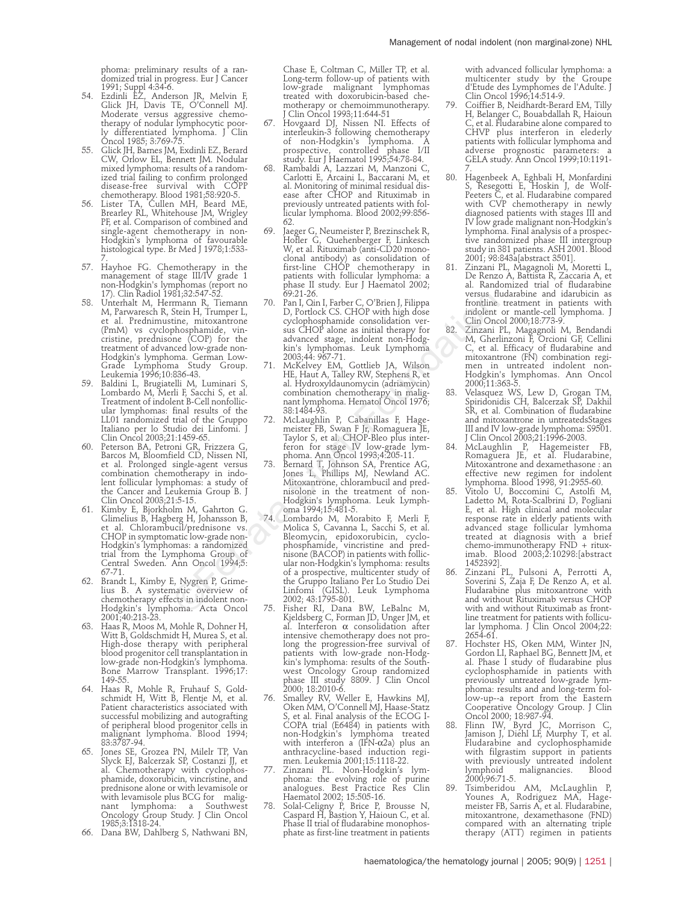phoma: preliminary results of a randomized trial in progress. Eur J Cancer 1991; Suppl 4:34-6.

54. Ezdinli EZ, Anderson JR, Melvin F, Glick JH, Davis TE, O'Connell MJ. Moderate versus aggressive chemotherapy of nodular lymphocytic poorly differentiated lymphoma. J Clin Oncol 1985; 3:769-75.
55. Glick JH, Barnes JM, Exdinli EZ, Berard CW, Orlow EL, Bennett JM. Nodular mixed lymphoma: results of a randomized trial failing to confirm prolonged disease-free survival with COPP chemotherapy. Blood 1981;58:920-5.
56. Lister TA, Cullen MH, Beard ME, Brearley RL, Whitehouse JM, Wrigley PF, et al. Comparison of combined and single-agent chemotherapy in non-Hodgkin's lymphoma of favourable histological type. Br Med J 1978;1:533-7.
57. Hayhoe FG. Chemotherapy in the management of stage III/IV grade 1 non-Hodgkin's lymphomas (report no 17). Clin Radiol 1981;32:547-52.
58. Unterhalt M, Herrmann R, Tiemann M, Parwaresch R, Stein H, Trumper L, et al. Prednimustine, mitoxantrone (PmM) vs cyclophosphamide, vincristine, prednisone (COP) for the treatment of advanced low-grade non-Hodgkin's lymphoma. German Low-Grade Lymphoma Study Group. Leukemia 1996;10:836-43.
59. Baldini L, Brugiatelli M, Luminari S, Lombardo M, Merli F, Sacchi S, et al. Treatment of indolent B-Cell nonfollicular lymphomas: final results of the LL01 randomized trial of the Gruppo Italiano per lo Studio dei Linfomi. J Clin Oncol 2003;21:1459-65.
60. Peterson BA, Petroni GR, Frizzera G, Barcos M, Bloomfield CD, Nissen NI, et al. Prolonged single-agent versus combination chemotherapy in indolent follicular lymphomas: a study of the Cancer and Leukemia Group B. J Clin Oncol 2003;21:5-15.
61. Kimby E, Bjorkholm M, Gahrton G, Glimelius B, Hagberg H, Johansson B, et al. Chlorambucil/prednisone vs. CHOP in symptomatic low-grade non-Hodgkin's lymphomas: a randomized trial from the Lymphoma Group of Central Sweden. Ann Oncol 1994;5: 67-71.
62. Brandt L, Kimby E, Nygren P, Grimelius B. A systematic overview of chemotherapy effects in indolent non-Hodgkin's lymphoma. Acta Oncol 2001;40:213-23.
63. Haas R, Moos M, Mohle R, Dohner H, Witt B, Goldschmidt H, Murea S, et al. High-dose therapy with peripheral blood progenitor cell transplantation in low-grade non-Hodgkin's lymphoma. Bone Marrow Transplant. 1996;17: 149-55.
64. Haas R, Mohle R, Fruhauf S, Goldschmidt H, Witt B, Flentje M, et al. Patient characteristics associated with successful mobilizing and autografting of peripheral blood progenitor cells in malignant lymphoma. Blood 1994; 83:3787-94.
65. Jones SE, Grozea PN, Milelr TP, Van Slyck EJ, Balcerzak SP, Costanzi JJ, et al. Chemotherapy with cyclophosphamide, doxorubicin, vincristine, and prednisone alone or with levamisole or with levamisole plus BCG for malignant lymphoma: a Southwest Oncology Group Study. J Clin Oncol 1985;3:1318-24.
66. Dana BW, Dahlberg S, Nathwani BN, Chase E, Coltman C, Miller TP, et al. Long-term follow-up of patients with low-grade malignant lymphomas treated with doxorubicin-based chemotherapy or chemoimmunotherapy. J Clin Oncol 1993;11:644-51
67. Hovgaard DJ, Nissen NI. Effects of interleukin-3 following chemotherapy of non-Hodgkin's lymphoma. A prospective, controlled phase I/II study. Eur J Haematol 1995;54:78-84.
68. Rambaldi A, Lazzari M, Manzoni C, Carlotti E, Arcaini L, Baccarani M, et al. Monitoring of minimal residual disease after CHOP and Rituximab in previously untreated patients with follicular lymphoma. Blood 2002;99:856-62.
69. Jaeger G, Neumeister P, Brezinschek R, Hofler G, Quehenberger F, Linkesch W, et al. Rituximab (anti-CD20 monoclonal antibody) as consolidation of first-line CHOP chemotherapy in patients with follicular lymphoma: a phase II study. Eur J Haematol 2002; 69:21-26.
70. Pan I, Qin I, Farber C, O'Brien J, Filippa D, Portlock CS. CHOP with high dose cyclophosphamide consolidation versus CHOP alone as initial therapy for advanced stage, indolent non-Hodgkin's lymphomas. Leuk Lymphoma 2003;44: 967-71.
71. McKelvey EM, Gottlieb JA, Wilson HE, Haut A, Talley RW, Stephens R, et al. Hydroxyldaunomycin (adriamycin) combination chemotherapy in malignant lymphoma. Hematol Oncol 1976; 38:1484-93.
72. McLaughlin P, Cabanillas F, Hagemeister FB, Swan F Jr, Romaguera JE, Taylor S, et al. CHOP-Bleo plus interferon for stage IV low-grade lymphoma. Ann Oncol 1993;4:205-11.
73. Bernard T, Johnson SA, Prentice AG, Jones L, Phillips MJ, Newland AC. Mitoxantrone, chlorambucil and prednisolone in the treatment of non-Hodgkin's lymphoma. Leuk Lymphoma 1994;15:481-5.
74. Lombardo M, Morabito F, Merli F, Molica S, Cavanna L, Sacchi S, et al. Bleomycin, epidoxorubicin, cyclophosphamide, vincristine and prednisone (BACOP) in patients with follicular non-Hodgkin's lymphoma: results of a prospective, multicenter study of the Gruppo Italiano Per Lo Studio Dei Linfomi (GISL). Leuk Lymphoma 2002; 43:1795-801.
75. Fisher RI, Dana BW, LeBalnc M, Kjeldsberg C, Forman JD, Unger JM, et al. Interferon α consolidation after intensive chemotherapy does not prolong the progression-free survival of patients with low-grade non-Hodgkin's lymphoma: results of the Southwest Oncology Group randomized phase III study 8809. J Clin Oncol 2000; 18:2010-6.
76. Smalley RV, Weller E, Hawkins MJ, Oken MM, O'Connell MJ, Haase-Statz S, et al. Final analysis of the ECOG I-COPA trial (E6484) in patients with non-Hodgkin's lymphoma treated with interferon a (IFN-α2a) plus an anthracycline-based induction regimen. Leukemia 2001;15:1118-22.
77. Zinzani PL. Non-Hodgkin's lymphoma: the evolving role of purine analogues. Best Practice Res Clin Haematol 2002; 15:505-16.
78. Solal-Celigny P, Brice P, Brousse N, Caspard H, Bastion Y, Haioun C, et al. Phase II trial of fludarabine monophosphate as first-line treatment in patients with advanced follicular lymphoma: a multicenter study by the Groupe d'Etude des Lymphomes de l'Adulte. J Clin Oncol 1996;14:514-9.
79. Coiffier B, Neidhardt-Berard EM, Tilly H, Belanger C, Bouabdallah R, Haioun C, et al. Fludarabine alone compared to CHVP plus interferon in elderly patients with follicular lymphoma and adverse prognostic parameters: a GELA study. Ann Oncol 1999;10:1191-7.
80. Hagenbeek A, Eghbali H, Monfardini S, Resegotti E, Hoskin J, de Wolf-Peeters C, et al. Fludarabine compared with CVP chemotherapy in newly diagnosed patients with stages III and IV low grade malignant non-Hodgkin's lymphoma. Final analysis of a prospective randomized phase III intergroup study in 381 patients. ASH 2001. Blood 2001; 98:843a[abstract 3501].
81. Zinzani PL, Magagnoli M, Moretti L, De Renzo A, Battista R, Zaccaria A, et al. Randomized trial of fludarabine versus fludarabine and idarubicin as frontline treatment in patients with indolent or mantle-cell lymphoma. J Clin Oncol 2000;18:773-9.
82. Zinzani PL, Magagnoli M, Bendandi M, Gherlinzoni F, Orcioni GF, Cellini C, et al. Efficacy of fludarabine and mitoxantrone (FN) combination regimen in untreated indolent non-Hodgkin's lymphomas. Ann Oncol 2000;11:363-5.
83. Velasquez WS, Lew D, Grogan TM, Spiridonidis CH, Balcerzak SP, Dakhil SR, et al. Combination of fludarabine and mitoxantrone in untreatedsStages III and IV low-grade lymphoma: S9501. J Clin Oncol 2003;21:1996-2003.
84. McLaughlin P, Hagemeister FB, Romaguera JE, et al. Fludarabine, Mitoxantrone and dexamethasone : an effective new regimen for indolent lymphoma. Blood 1998, 91:2955-60.
85. Vitolo U, Boccomini C, Astolfi M, Ladetto M, Rota-Scalbrini D, Pogliani E, et al. High clinical and molecular response rate in elderly patients with advanced stage follicular lymhoma treated at diagnosis with a brief chemo-immunotherapy FND + rituximab. Blood 2003;2:10298:[abstract 1452392].
86. Zinzani PL, Pulsoni A, Perrotti A, Soverini S, Zaja F, De Renzo A, et al. Fludarabine plus mitoxantrone with and without Rituximab versus CHOP with and without Rituximab as frontline treatment for patients with follicular lymphoma. J Clin Oncol 2004;22: 2654-61.
87. Hochster HS, Oken MM, Winter JN, Gordon LI, Raphael BG, Bennett JM, et al. Phase I study of fludarabine plus cyclophosphamide in patients with previously untreated low-grade lymphoma: results and and long-term follow-up--a report from the Eastern Cooperative Oncology Group. J Clin Oncol 2000; 18:987-94.
88. Flinn IW, Byrd JC, Morrison C, Jamison J, Diehl LF, Murphy T, et al. Fludarabine and cyclophosphamide with filgrastim support in patients with previously untreated indolent lymphoid malignancies. Blood 2000;96:71-5.
89. Tsimberidou AM, McLaughlin P, Younes A, Rodriguez MA, Hagemeister FB, Sarris A, et al. Fludarabine, mitoxantrone, dexamethasone (FND) compared with an alternating triple therapy (ATT) regimen in patients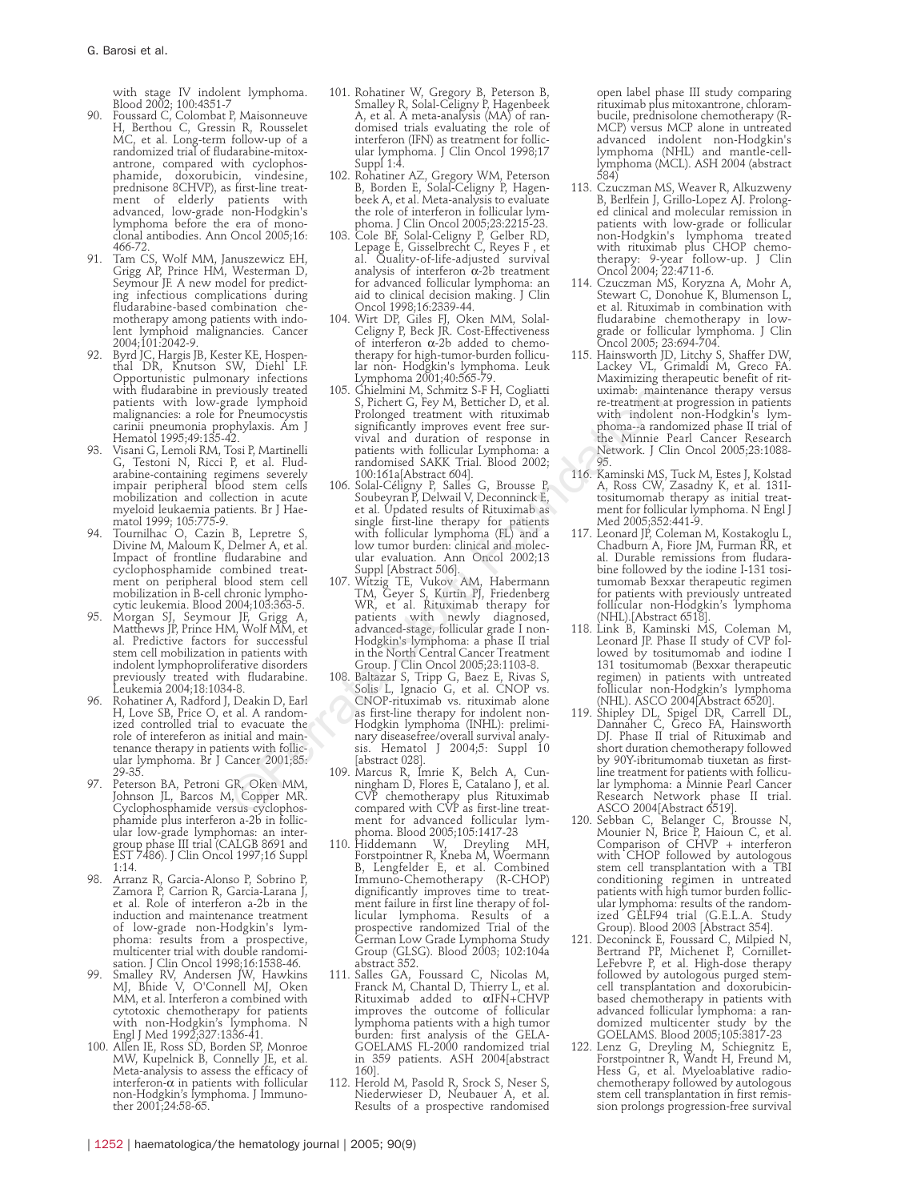with stage IV indolent lymphoma. Blood 2002; 100:4351-7

90. Foussard C, Colombat P, Maisonneuve H, Berthou C, Gressin R, Rousselet MC, et al. Long-term follow-up of a randomized trial of fludarabine-mitoxantrone, compared with cyclophosphamide, doxorubicin, vindesine, prednisone 8CHVP), as first-line treatment of elderly patients with advanced, low-grade non-Hodgkin's lymphoma before the era of monoclonal antibodies. Ann Oncol 2005;16: 466-72.
91. Tam CS, Wolf MM, Januszewicz EH, Grigg AP, Prince HM, Westerman D, Seymour JF. A new model for predicting infectious complications during fludarabine-based combination chemotherapy among patients with indolent lymphoid malignancies. Cancer 2004;101:2042-9.
92. Byrd JC, Hargis JB, Kester KE, Hospenthal DR, Knutson SW, Diehl LF. Opportunistic pulmonary infections with fludarabine in previously treated patients with low-grade lymphoid malignancies: a role for Pneumocystis carinii pneumonia prophylaxis. Am J Hematol 1995;49:135-42.
93. Visani G, Lemoli RM, Tosi P, Martinelli G, Testoni N, Ricci P, et al. Fludarabine-containing regimens severely impair peripheral blood stem cells mobilization and collection in acute myeloid leukaemia patients. Br J Haematol 1999; 105:775-9.
94. Tournilhac O, Cazin B, Lepretre S, Divine M, Maloum K, Delmer A, et al. Impact of frontline fludarabine and cyclophosphamide combined treatment on peripheral blood stem cell mobilization in B-cell chronic lymphocytic leukemia. Blood 2004;103:363-5.
95. Morgan SJ, Seymour JF, Grigg A, Matthews JP, Prince HM, Wolf MM, et al. Predictive factors for successful stem cell mobilization in patients with indolent lymphoproliferative disorders previously treated with fludarabine. Leukemia 2004;18:1034-8.
96. Rohatiner A, Radford J, Deakin D, Earl H, Love SB, Price O, et al. A randomized controlled trial to evacuate the role of intereferon as initial and maintenance therapy in patients with follicular lymphoma. Br J Cancer 2001;85: 29-35.
97. Peterson BA, Petroni GR, Oken MM, Johnson JL, Barcos M, Copper MR. Cyclophosphamide versus cyclophosphamide plus interferon a-2b in follicular low-grade lymphomas: an intergroup phase III trial (CALGB 8691 and EST 7486). J Clin Oncol 1997;16 Suppl 1:14.
98. Arranz R, Garcia-Alonso P, Sobrino P, Zamora P, Carrion R, Garcia-Larana J, et al. Role of interferon a-2b in the induction and maintenance treatment of low-grade non-Hodgkin's lymphoma: results from a prospective, multicenter trial with double randomisation. J Clin Oncol 1998;16:1538-46.
99. Smalley RV, Andersen JW, Hawkins MJ, Bhide V, O'Connell MJ, Oken MM, et al. Interferon a combined with cytotoxic chemotherapy for patients with non-Hodgkin's lymphoma. N Engl J Med 1992;327:1336-41.
100. Allen IE, Ross SD, Borden SP, Monroe MW, Kupelnick B, Connelly JE, et al. Meta-analysis to assess the efficacy of interferon-α in patients with follicular non-Hodgkin's lymphoma. J Immunother 2001;24:58-65.
101. Rohatiner W, Gregory B, Peterson B, Smalley R, Solal-Celigny P, Hagenbeek A, et al. A meta-analysis (MA) of randomised trials evaluating the role of interferon (IFN) as treatment for follicular lymphoma. J Clin Oncol 1998;17 Suppl 1:4.
102. Rohatiner AZ, Gregory WM, Peterson B, Borden E, Solal-Celigny P, Hagenbeek A, et al. Meta-analysis to evaluate the role of interferon in follicular lymphoma. J Clin Oncol 2005;23:2215-23.
103. Cole BF, Solal-Celigny P, Gelber RD, Lepage E, Gisselbrecht C, Reyes F, et al. Quality-of-life-adjusted survival analysis of interferon α-2b treatment for advanced follicular lymphoma: an aid to clinical decision making. J Clin Oncol 1998;16:2339-44.
104. Wirt DP, Giles FJ, Oken MM, Solal-Celigny P, Beck JR. Cost-Effectiveness of interferon α-2b added to chemotherapy for high-tumor-burden follicular non- Hodgkin's lymphoma. Leuk Lymphoma 2001;40:565-79.
105. Ghielmini M, Schmitz S-F H, Cogliatti S, Pichert G, Fey M, Betticher D, et al. Prolonged treatment with rituximab significantly improves event free survival and duration of response in patients with follicular Lymphoma: a randomised SAKK Trial. Blood 2002; 100:161a[Abstract 604].
106. Solal-Céligny P, Salles G, Brousse P, Soubeyran P, Delwail V, Deconninck E, et al. Updated results of Rituximab as single first-line therapy for patients with follicular lymphoma (FL) and a low tumor burden: clinical and molecular evaluation. Ann Oncol 2002;13 Suppl [Abstract 506].
107. Witzig TE, Vukov AM, Habermann TM, Geyer S, Kurtin PJ, Friedenberg WR, et al. Rituximab therapy for patients with newly diagnosed, advanced-stage, follicular grade I non-Hodgkin's lymphoma: a phase II trial in the North Central Cancer Treatment Group. J Clin Oncol 2005;23:1103-8.
108. Baltazar S, Tripp G, Baez E, Rivas S, Solis L, Ignacio G, et al. CNOP vs. CNOP-rituximab vs. rituximab alone as first-line therapy for indolent non-Hodgkin lymphoma (INHL): preliminary diseasefree/overall survival analysis. Hematol J 2004;5: Suppl 10 [abstract 028].
109. Marcus R, Imrie K, Belch A, Cunningham D, Flores E, Catalano J, et al. CVP chemotherapy plus Rituximab compared with CVP as first-line treatment for advanced follicular lymphoma. Blood 2005;105:1417-23
110. Hiddemann W, Dreyling MH, Forstpointner R, Kneba M, Woermann B, Lengfelder E, et al. Combined Immuno-Chemotherapy (R-CHOP) significantly improves time to treatment failure in first line therapy of follicular lymphoma. Results of a prospective randomized Trial of the German Low Grade Lymphoma Study Group (GLSG). Blood 2003; 102:104a abstract 352.
111. Salles GA, Foussard C, Nicolas M, Franck M, Chantal D, Thierry L, et al. Rituximab added to αIFN+CHVP improves the outcome of follicular lymphoma patients with a high tumor burden: first analysis of the GELA-GOELAMS FL-2000 randomized trial in 359 patients. ASH 2004[abstract 160].
112. Herold M, Pasold R, Srock S, Neser S, Niederwieser D, Neubauer A, et al. Results of a prospective randomised open label phase III study comparing rituximab plus mitoxantrone, chlorambucile, prednisolone chemotherapy (R-MCP) versus MCP alone in untreated advanced indolent non-Hodgkin's lymphoma (NHL) and mantle-cell-lymphoma (MCL). ASH 2004 (abstract 584)
113. Czuczman MS, Weaver R, Alkuzweny B, Berlfein J, Grillo-Lopez AJ. Prolonged clinical and molecular remission in patients with low-grade or follicular non-Hodgkin's lymphoma treated with rituximab plus CHOP chemotherapy: 9-year follow-up. J Clin Oncol 2004; 22:4711-6.
114. Czuczman MS, Koryzna A, Mohr A, Stewart C, Donohue K, Blumenson L, et al. Rituximab in combination with fludarabine chemotherapy in low-grade or follicular lymphoma. J Clin Oncol 2005; 23:694-704.
115. Hainsworth JD, Litchy S, Shaffer DW, Lackey VL, Grimaldi M, Greco FA. Maximizing therapeutic benefit of rituximab: maintenance therapy versus re-treatment at progression in patients with indolent non-Hodgkin's lymphoma--a randomized phase II trial of the Minnie Pearl Cancer Research Network. J Clin Oncol 2005;23:1088-95.
116. Kaminski MS, Tuck M, Estes J, Kolstad A, Ross CW, Zasadny K, et al. 131I-tositumomab therapy as initial treatment for follicular lymphoma. N Engl J Med 2005;352:441-9.
117. Leonard JP, Coleman M, Kostakoglu L, Chadburn A, Fiore JM, Furman RR, et al. Durable remissions from fludarabine followed by the iodine I-131 tositumomab Bexxar therapeutic regimen for patients with previously untreated follicular non-Hodgkin's lymphoma (NHL).[Abstract 6518].
118. Link B, Kaminski MS, Coleman M, Leonard JP. Phase II study of CVP followed by tositumomab and iodine I 131 tositumomab (Bexxar therapeutic regimen) in patients with untreated follicular non-Hodgkin's lymphoma (NHL). ASCO 2004[Abstract 6520].
119. Shipley DL, Spigel DR, Carrell DL, Dannaher C, Greco FA, Hainsworth DJ. Phase II trial of Rituximab and short duration chemotherapy followed by 90Y-ibritumomab tiuxetan as first-line treatment for patients with follicular lymphoma: a Minnie Pearl Cancer Research Network phase II trial. ASCO 2004[Abstract 6519].
120. Sebban C, Belanger C, Brousse N, Mounier N, Brice P, Haioun C, et al. Comparison of CHVP + interferon with CHOP followed by autologous stem cell transplantation with a TBI conditioning regimen in untreated patients with high tumor burden follicular lymphoma: results of the randomized GELF94 trial (G.E.L.A. Study Group). Blood 2003 [Abstract 354].
121. Deconinck E, Foussard C, Milpied N, Bertrand PP, Michenet P, Cornillet-LeFebvre P, et al. High-dose therapy followed by autologous purged stem-cell transplantation and doxorubicin-based chemotherapy in patients with advanced follicular lymphoma: a randomized multicenter study by the GOELAMS. Blood 2005;105:3817-23
122. Lenz G, Dreyling M, Schiegnitz E, Forstpointner R, Wandt H, Freund M, Hess G, et al. Myeloablative radiochemotherapy followed by autologous stem cell transplantation in first remission prolongs progression-free survival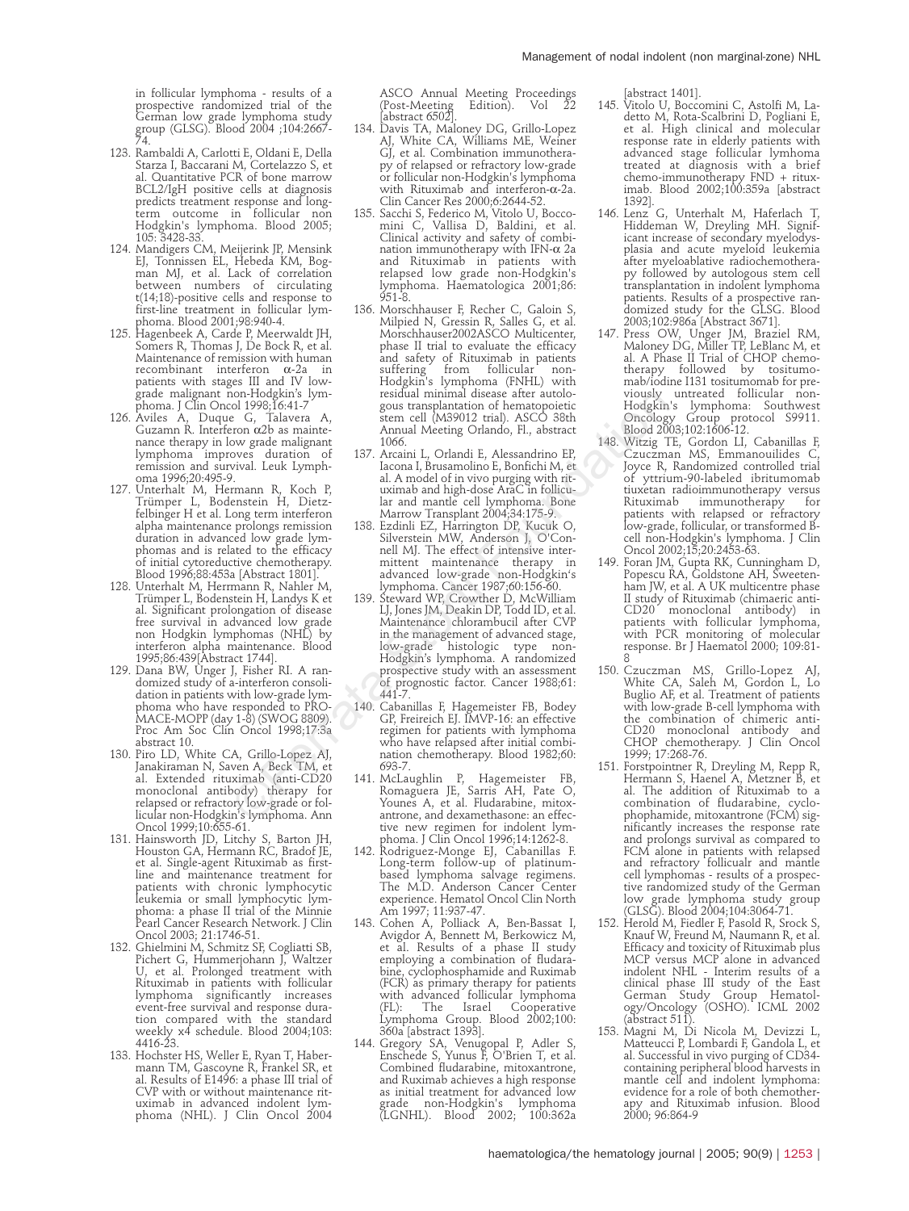in follicular lymphoma - results of a prospective randomized trial of the German low grade lymphoma study group (GLSG). Blood 2004 ;104:2667-74.

123. Rambaldi A, Carlotti E, Oldani E, Della Starza I, Baccarani M, Cortelazzo S, et al. Quantitative PCR of bone marrow BCL2/IgH positive cells at diagnosis predicts treatment response and long-term outcome in follicular non Hodgkin's lymphoma. Blood 2005; 105: 3428-33.
124. Mandigers CM, Meijerink JP, Mensink EJ, Tonnissen EL, Hebeda KM, Bogman MJ, et al. Lack of correlation between numbers of circulating t(14;18)-positive cells and response to first-line treatment in follicular lymphoma. Blood 2001;98:940-4.
125. Hagenbeek A, Carde P, Meerwaldt JH, Somers R, Thomas J, De Bock R, et al. Maintenance of remission with human recombinant interferon α-2a in patients with stages III and IV low-grade malignant non-Hodgkin's lymphoma. J Clin Oncol 1998;16:41-7
126. Aviles A, Duque G, Talavera A, Guzamn R. Interferon α2b as maintenance therapy in low grade malignant lymphoma improves duration of remission and survival. Leuk Lymphoma 1996;20:495-9.
127. Unterhalt M, Hermann R, Koch P, Trümper L, Bodenstein H, Dietzfelbinger H et al. Long term interferon alpha maintenance prolongs remission duration in advanced low grade lymphomas and is related to the efficacy of initial cytoreductive chemotherapy. Blood 1996;88:453a [Abstract 1801].
128. Unterhalt M, Herrmann R, Nahler M, Trümper L, Bodenstein H, Landys K et al. Significant prolongation of disease free survival in advanced low grade non Hodgkin lymphomas (NHL) by interferon alpha maintenance. Blood 1995;86:439[Abstract 1744].
129. Dana BW, Unger J, Fisher RI. A randomized study of a-interferon consolidation in patients with low-grade lymphoma who have responded to PRO-MACE-MOPP (day 1-8) (SWOG 8809). Proc Am Soc Clin Oncol 1998;17:3a abstract 10.
130. Piro LD, White CA, Grillo-Lopez AJ, Janakiraman N, Saven A, Beck TM, et al. Extended rituximab (anti-CD20 monoclonal antibody) therapy for relapsed or refractory low-grade or follicular non-Hodgkin's lymphoma. Ann Oncol 1999;10:655-61.
131. Hainsworth JD, Litchy S, Barton JH, Houston GA, Hermann RC, Bradof JE, et al. Single-agent Rituximab as first-line and maintenance treatment for patients with chronic lymphocytic leukemia or small lymphocytic lymphoma: a phase II trial of the Minnie Pearl Cancer Research Network. J Clin Oncol 2003; 21:1746-51.
132. Ghielmini M, Schmitz SF, Cogliatti SB, Pichert G, Hummerjohann J, Waltzer U, et al. Prolonged treatment with Rituximab in patients with follicular lymphoma significantly increases event-free survival and response duration compared with the standard weekly x4 schedule. Blood 2004;103: 4416-23.
133. Hochster HS, Weller E, Ryan T, Habermann TM, Gascoyne R, Frankel SR, et al. Results of E1496: a phase III trial of CVP with or without maintenance rituximab in advanced indolent lymphoma (NHL). J Clin Oncol 2004 ASCO Annual Meeting Proceedings (Post-Meeting Edition). Vol 22 [abstract 6502].
134. Davis TA, Maloney DG, Grillo-Lopez AJ, White CA, Williams ME, Weiner GJ, et al. Combination immunotherapy of relapsed or refractory low-grade or follicular non-Hodgkin's lymphoma with Rituximab and interferon-α-2a. Clin Cancer Res 2000;6:2644-52.
135. Sacchi S, Federico M, Vitolo U, Boccomini C, Vallisa D, Baldini, et al. Clinical activity and safety of combination immunotherapy with IFN-α 2a and Rituximab in patients with relapsed low grade non-Hodgkin's lymphoma. Haematologica 2001;86: 951-8.
136. Morschhauser F, Recher C, Galoin S, Milpied N, Gressin R, Salles G, et al. Morschhauser2002ASCO Multicenter, phase II trial to evaluate the efficacy and safety of Rituximab in patients suffering from follicular non-Hodgkin's lymphoma (FNHL) with residual minimal disease after autologous transplantation of hematopoietic stem cell (M39012 trial). ASCO 38th Annual Meeting Orlando, Fl., abstract 1066.
137. Arcaini L, Orlandi E, Alessandrino EP, Iacona I, Brusamolino E, Bonfichi M, et al. A model of in vivo purging with rituximab and high-dose AraC in follicular and mantle cell lymphoma. Bone Marrow Transplant 2004;34:175-9.
138. Ezdinli EZ, Harrington DP, Kucuk O, Silverstein MW, Anderson J, O'Connell MJ. The effect of intensive intermittent maintenance therapy in advanced low-grade non-Hodgkin's lymphoma. Cancer 1987;60:156-60.
139. Steward WP, Crowther D, McWilliam LJ, Jones JM, Deakin DP, Todd ID, et al. Maintenance chlorambucil after CVP in the management of advanced stage, low-grade histologic type non-Hodgkin's lymphoma. A randomized prospective study with an assessment of prognostic factor. Cancer 1988;61: 441-7.
140. Cabanillas F, Hagemeister FB, Bodey GP, Freireich EJ. IMVP-16: an effective regimen for patients with lymphoma who have relapsed after initial combination chemotherapy. Blood 1982;60: 693-7.
141. McLaughlin P, Hagemeister FB, Romaguera JE, Sarris AH, Pate O, Younes A, et al. Fludarabine, mitoxantrone, and dexamethasone: an effective new regimen for indolent lymphoma. J Clin Oncol 1996;14:1262-8.
142. Rodriguez-Monge EJ, Cabanillas F. Long-term follow-up of platinum-based lymphoma salvage regimens. The M.D. Anderson Cancer Center experience. Hematol Oncol Clin North Am 1997; 11:937-47.
143. Cohen A, Polliack A, Ben-Bassat I, Avigdor A, Bennett M, Berkowicz M, et al. Results of a phase II study employing a combination of fludarabine, cyclophosphamide and Ruximab (FCR) as primary therapy for patients with advanced follicular lymphoma (FL): The Israel Cooperative Lymphoma Group. Blood 2002;100: 360a [abstract 1393].
144. Gregory SA, Venugopal P, Adler S, Enschede S, Yunus F, O'Brien T, et al. Combined fludarabine, mitoxantrone, and Ruximab achieves a high response as initial treatment for advanced low grade non-Hodgkin's lymphoma (LGNHL). Blood 2002; 100:362a [abstract 1401].
145. Vitolo U, Boccomini C, Astolfi M, Ladetto M, Rota-Scalbrini D, Pogliani E, et al. High clinical and molecular response rate in elderly patients with advanced stage follicular lymhoma treated at diagnosis with a brief chemo-immunotherapy FND + rituximab. Blood 2002;100:359a [abstract 1392].
146. Lenz G, Unterhalt M, Haferlach T, Hiddeman W, Dreyling MH. Significant increase of secondary myelodysplasia and acute myeloid leukemia after myeloablative radiochemotherapy followed by autologous stem cell transplantation in indolent lymphoma patients. Results of a prospective randomized study for the GLSG. Blood 2003;102:986a [Abstract 3671].
147. Press OW, Unger JM, Braziel RM, Maloney DG, Miller TP, LeBlanc M, et al. A Phase II Trial of CHOP chemotherapy followed by tositumomab/iodine I131 tositumomab for previously untreated follicular non-Hodgkin's lymphoma: Southwest Oncology Group protocol S9911. Blood 2003;102:1606-12.
148. Witzig TE, Gordon LI, Cabanillas F, Czuczman MS, Emmanouilides C, Joyce R, Randomized controlled trial of yttrium-90-labeled ibritumomab tiuxetan radioimmunotherapy versus Rituximab immunotherapy for patients with relapsed or refractory low-grade, follicular, or transformed B-cell non-Hodgkin's lymphoma. J Clin Oncol 2002;15;20:2453-63.
149. Foran JM, Gupta RK, Cunningham D, Popescu RA, Goldstone AH, Sweetenham JW, et al. A UK multicentre phase II study of Rituximab (chimaeric anti-CD20 monoclonal antibody) in patients with follicular lymphoma, with PCR monitoring of molecular response. Br J Haematol 2000; 109:81-8
150. Czuczman MS, Grillo-Lopez AJ, White CA, Saleh M, Gordon L, Lo Buglio AF, et al. Treatment of patients with low-grade B-cell lymphoma with the combination of chimeric anti-CD20 monoclonal antibody and CHOP chemotherapy. J Clin Oncol 1999; 17:268-76.
151. Forstpointner R, Dreyling M, Repp R, Hermann S, Haenel A, Metzner B, et al. The addition of Rituximab to a combination of fludarabine, cyclophosphamide, mitoxantrone (FCM) significantly increases the response rate and prolongs survival as compared to FCM alone in patients with relapsed and refractory follicualr and mantle cell lymphomas - results of a prospective randomized study of the German low grade lymphoma study group (GLSG). Blood 2004;104:3064-71.
152. Herold M, Fiedler F, Pasold R, Srock S, Knauf W, Freund M, Naumann R, et al. Efficacy and toxicity of Rituximab plus MCP versus MCP alone in advanced indolent NHL - Interim results of a clinical phase III study of the East German Study Group Hematology/Oncology (OSHO). ICML 2002 (abstract 511).
153. Magni M, Di Nicola M, Devizzi L, Matteucci P, Lombardi F, Gandola L, et al. Successful in vivo purging of CD34-containing peripheral blood harvests in mantle cell and indolent lymphoma: evidence for a role of both chemotherapy and Rituximab infusion. Blood 2000; 96:864-9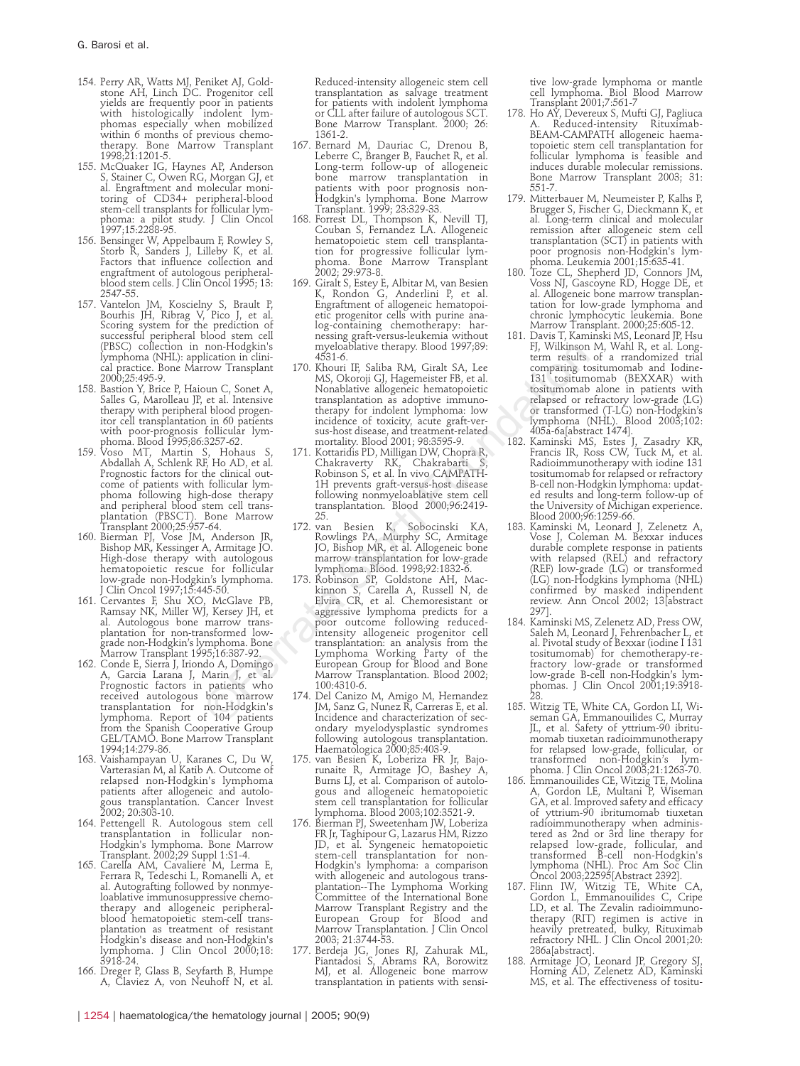154. Perry AR, Watts MJ, Peniket AJ, Goldstone AH, Linch DC. Progenitor cell yields are frequently poor in patients with histologically indolent lymphomas especially when mobilized within 6 months of previous chemotherapy. Bone Marrow Transplant 1998;21:1201-5.
155. McQuaker IG, Haynes AP, Anderson S, Stainer C, Owen RG, Morgan GJ, et al. Engraftment and molecular monitoring of CD34+ peripheral-blood stem-cell transplants for follicular lymphoma: a pilot study. J Clin Oncol 1997;15:2288-95.
156. Bensinger W, Appelbaum F, Rowley S, Storb R, Sanders J, Lilleby K, et al. Factors that influence collection and engraftment of autologous peripheral-blood stem cells. J Clin Oncol 1995; 13: 2547-55.
157. Vantelon JM, Koscielny S, Brault P, Bourhis JH, Ribrag V, Pico J, et al. Scoring system for the prediction of successful peripheral blood stem cell (PBSC) collection in non-Hodgkin's lymphoma (NHL): application in clinical practice. Bone Marrow Transplant 2000;25:495-9.
158. Bastion Y, Brice P, Haioun C, Sonet A, Salles G, Marolleau JP, et al. Intensive therapy with peripheral blood progenitor cell transplantation in 60 patients with poor-prognosis follicular lymphoma. Blood 1995;86:3257-62.
159. Voso MT, Martin S, Hohaus S, Abdallah A, Schlenk RF, Ho AD, et al. Prognostic factors for the clinical outcome of patients with follicular lymphoma following high-dose therapy and peripheral blood stem cell transplantation (PBSCT). Bone Marrow Transplant 2000;25:957-64.
160. Bierman PJ, Vose JM, Anderson JR, Bishop MR, Kessinger A, Armitage JO. High-dose therapy with autologous hematopoietic rescue for follicular low-grade non-Hodgkin's lymphoma. J Clin Oncol 1997;15:445-50.
161. Cervantes F, Shu XO, McGlave PB, Ramsay NK, Miller WJ, Kersey JH, et al. Autologous bone marrow transplantation for non-transformed low-grade non-Hodgkin's lymphoma. Bone Marrow Transplant 1995;16:387-92.
162. Conde E, Sierra J, Iriondo A, Domingo A, Garcia Larana J, Marin J, et al. Prognostic factors in patients who received autologous bone marrow transplantation for non-Hodgkin's lymphoma. Report of 104 patients from the Spanish Cooperative Group GEL/TAMO. Bone Marrow Transplant 1994;14:279-86.
163. Vaishampayan U, Karanes C, Du W, Varterasian M, al Katib A. Outcome of relapsed non-Hodgkin's lymphoma patients after allogeneic and autologous transplantation. Cancer Invest 2002; 20:303-10.
164. Pettengell R. Autologous stem cell transplantation in follicular non-Hodgkin's lymphoma. Bone Marrow Transplant. 2002;29 Suppl 1:S1-4.
165. Carella AM, Cavaliere M, Lerma E, Ferrara R, Tedeschi L, Romanelli A, et al. Autografting followed by nonmyeloablative immunosuppressive chemotherapy and allogeneic peripheral-blood hematopoietic stem-cell transplantation as treatment of resistant Hodgkin's disease and non-Hodgkin's lymphoma. J Clin Oncol 2000;18: 3918-24.
166. Dreger P, Glass B, Seyfarth B, Humpe A, Claviez A, von Neuhoff N, et al. Reduced-intensity allogeneic stem cell transplantation as salvage treatment for patients with indolent lymphoma or CLL after failure of autologous SCT. Bone Marrow Transplant. 2000; 26: 1361-2.
167. Bernard M, Dauriac C, Drenou B, Leberre C, Branger B, Fauchet R, et al. Long-term follow-up of allogeneic bone marrow transplantation in patients with poor prognosis non-Hodgkin's lymphoma. Bone Marrow Transplant. 1999; 23:329-33.
168. Forrest DL, Thompson K, Nevill TJ, Couban S, Fernandez LA. Allogeneic hematopoietic stem cell transplantation for progressive follicular lymphoma. Bone Marrow Transplant 2002; 29:973-8.
169. Giralt S, Estey E, Albitar M, van Besien K, Rondon G, Anderlini P, et al. Engraftment of allogeneic hematopoietic progenitor cells with purine analog-containing chemotherapy: harnessing graft-versus-leukemia without myeloablative therapy. Blood 1997;89: 4531-6.
170. Khouri IF, Saliba RM, Giralt SA, Lee MS, Okoroji GJ, Hagemeister FB, et al. Nonablative allogeneic hematopoietic transplantation as adoptive immunotherapy for indolent lymphoma: low incidence of toxicity, acute graft-versus-host disease, and treatment-related mortality. Blood 2001; 98:3595-9.
171. Kottaridis PD, Milligan DW, Chopra R, Chakraverty RK, Chakrabarti S, Robinson S, et al. In vivo CAMPATH-1H prevents graft-versus-host disease following nonmyeloablative stem cell transplantation. Blood 2000;96:2419-25.
172. van Besien K, Sobocinski KA, Rowlings PA, Murphy SC, Armitage JO, Bishop MR, et al. Allogeneic bone marrow transplantation for low-grade lymphoma. Blood. 1998;92:1832-6.
173. Robinson SP, Goldstone AH, Mackinnon S, Carella A, Russell N, de Elvira CR, et al. Chemoresistant or aggressive lymphoma predicts for a poor outcome following reduced-intensity allogeneic progenitor cell transplantation: an analysis from the Lymphoma Working Party of the European Group for Blood and Bone Marrow Transplantation. Blood 2002; 100:4310-6.
174. Del Canizo M, Amigo M, Hernandez JM, Sanz G, Nunez R, Carreras E, et al. Incidence and characterization of secondary myelodysplastic syndromes following autologous transplantation. Haematologica 2000;85:403-9.
175. van Besien K, Loberiza FR Jr, Bajorunaite R, Armitage JO, Bashey A, Burns LJ, et al. Comparison of autologous and allogeneic hematopoietic stem cell transplantation for follicular lymphoma. Blood 2003;102:3521-9.
176. Bierman PJ, Sweetenham JW, Loberiza FR Jr, Taghipour G, Lazarus HM, Rizzo JD, et al. Syngeneic hematopoietic stem-cell transplantation for non-Hodgkin's lymphoma: a comparison with allogeneic and autologous transplantation--The Lymphoma Working Committee of the International Bone Marrow Transplant Registry and the European Group for Blood and Marrow Transplantation. J Clin Oncol 2003; 21:3744-53.
177. Berdeja JG, Jones RJ, Zahurak ML, Piantadosi S, Abrams RA, Borowitz MJ, et al. Allogeneic bone marrow transplantation in patients with sensitive low-grade lymphoma or mantle cell lymphoma. Biol Blood Marrow Transplant 2001;7:561-7
178. Ho AY, Devereux S, Mufti GJ, Pagliuca A. Reduced-intensity Rituximab-BEAM-CAMPATH allogeneic haematopoietic stem cell transplantation for follicular lymphoma is feasible and induces durable molecular remissions. Bone Marrow Transplant 2003; 31: 551-7.
179. Mitterbauer M, Neumeister P, Kalhs P, Brugger S, Fischer G, Dieckmann K, et al. Long-term clinical and molecular remission after allogeneic stem cell transplantation (SCT) in patients with poor prognosis non-Hodgkin's lymphoma. Leukemia 2001;15:635-41.
180. Toze CL, Shepherd JD, Connors JM, Voss NJ, Gascoyne RD, Hogge DE, et al. Allogeneic bone marrow transplantation for low-grade lymphoma and chronic lymphocytic leukemia. Bone Marrow Transplant. 2000;25:605-12.
181. Davis T, Kaminski MS, Leonard JP, Hsu FJ, Wilkinson M, Wahl R, et al. Long-term results of a rrandomized trial comparing tositumomab and Iodine-131 tositumomab (BEXXAR) with tositumomab alone in patients with relapsed or refractory low-grade (LG) or transformed (T-LG) non-Hodgkin's lymphoma (NHL). Blood 2003;102: 405a-6a[abstract 1474].
182. Kaminski MS, Estes J, Zasadny KR, Francis IR, Ross CW, Tuck M, et al. Radioimmunotherapy with iodine 131 tositumomab for relapsed or refractory B-cell non-Hodgkin lymphoma: updated results and long-term follow-up of the University of Michigan experience. Blood 2000;96:1259-66.
183. Kaminski M, Leonard J, Zelenetz A, Vose J, Coleman M. Bexxar induces durable complete response in patients with relapsed (REL) and refractory (REF) low-grade (LG) or transformed (LG) non-Hodgkins lymphoma (NHL) confirmed by masked indipendent review. Ann Oncol 2002; 13[abstract 297].
184. Kaminski MS, Zelenetz AD, Press OW, Saleh M, Leonard J, Fehrenbacher L, et al. Pivotal study of Bexxar (iodine I 131 tositumomab) for chemotherapy-refractory low-grade or transformed low-grade B-cell non-Hodgkin's lymphomas. J Clin Oncol 2001;19:3918-28.
185. Witzig TE, White CA, Gordon LI, Wiseman GA, Emmanouilides C, Murray JL, et al. Safety of yttrium-90 ibritumomab tiuxetan radioimmunotherapy for relapsed low-grade, follicular, or transformed non-Hodgkin's lymphoma. J Clin Oncol 2003;21:1263-70.
186. Emmanouilides CE, Witzig TE, Molina A, Gordon LE, Multani P, Wiseman GA, et al. Improved safety and efficacy of yttrium-90 ibritumomab tiuxetan radioimmunotherapy when administered as 2nd or 3rd line therapy for relapsed low-grade, follicular, and transformed B-cell non-Hodgkin's lymphoma (NHL). Proc Am Soc Clin Oncol 2003;22595[Abstract 2392].
187. Flinn IW, Witzig TE, White CA, Gordon L, Emmanouilides C, Cripe LD, et al. The Zevalin radioimmunotherapy (RIT) regimen is active in heavily pretreated, bulky, Rituximab refractory NHL. J Clin Oncol 2001;20: 286a[abstract].
188. Armitage JO, Leonard JP, Gregory SJ, Horning AD, Zelenetz AD, Kaminski MS, et al. The effectiveness of tositu-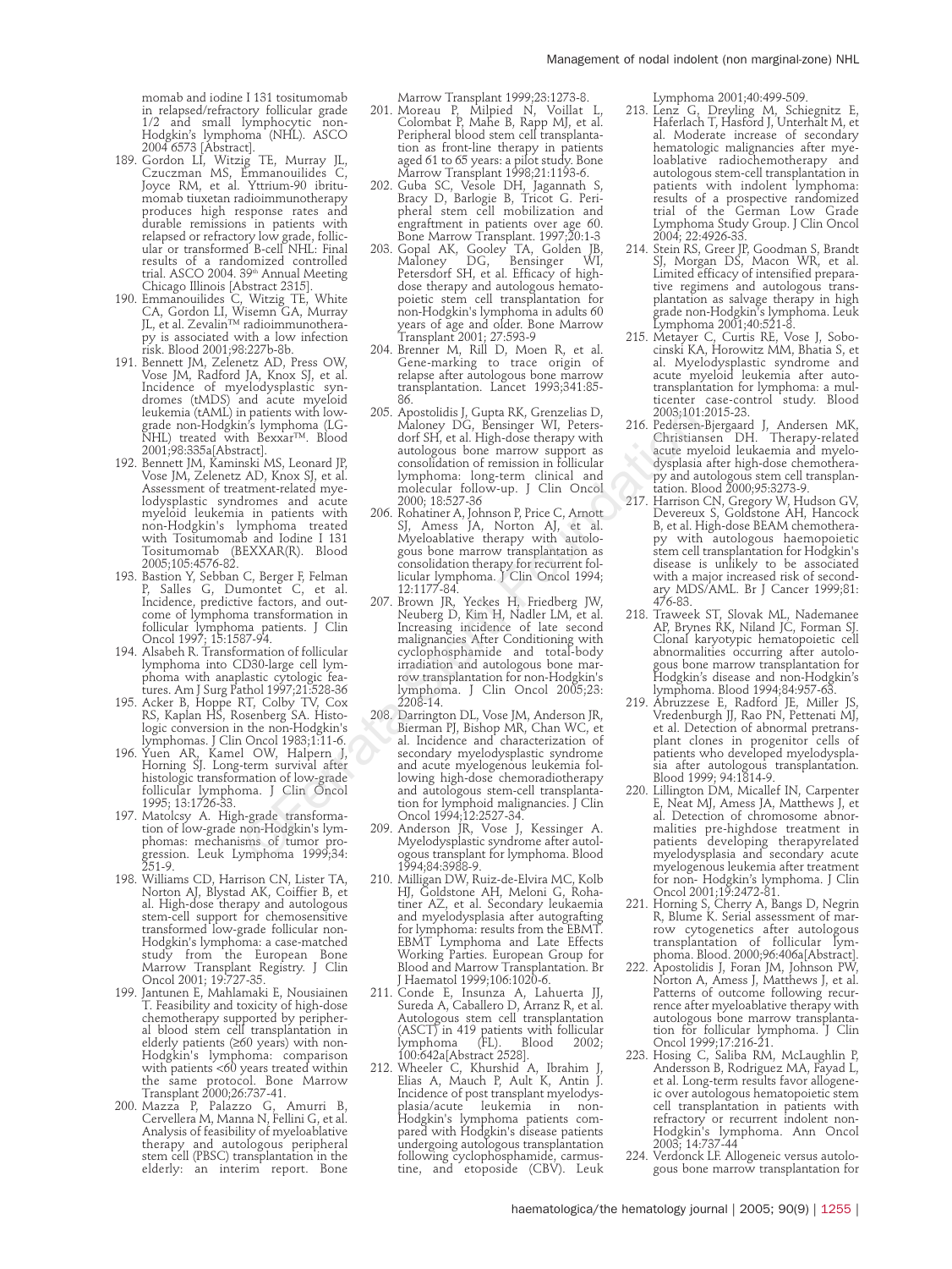momab and iodine I 131 tositumomab in relapsed/refractory follicular grade 1/2 and small lymphocytic non-Hodgkin's lymphoma (NHL). ASCO 2004 6573 [Abstract].

189. Gordon LI, Witzig TE, Murray JL, Czuczman MS, Emmanouilides C, Joyce RM, et al. Yttrium-90 ibritumomab tiuxetan radioimmunotherapy produces high response rates and durable remissions in patients with relapsed or refractory low grade, follicular or transformed B-cell NHL: Final results of a randomized controlled trial. ASCO 2004. 39th Annual Meeting Chicago Illinois [Abstract 2315].
190. Emmanouilides C, Witzig TE, White CA, Gordon LI, Wisemn GA, Murray JL, et al. Zevalin™ radioimmunotherapy is associated with a low infection risk. Blood 2001;98:227b-8b.
191. Bennett JM, Zelenetz AD, Press OW, Vose JM, Radford JA, Knox SJ, et al. Incidence of myelodysplastic syndromes (tMDS) and acute myeloid leukemia (tAML) in patients with low-grade non-Hodgkin's lymphoma (LG-NHL) treated with Bexxar™. Blood 2001;98:335a[Abstract].
192. Bennett JM, Kaminski MS, Leonard JP, Vose JM, Zelenetz AD, Knox SJ, et al. Assessment of treatment-related myelodysplastic syndromes and acute myeloid leukemia in patients with non-Hodgkin's lymphoma treated with Tositumomab and Iodine I 131 Tositumomab (BEXXAR(R). Blood 2005;105:4576-82.
193. Bastion Y, Sebban C, Berger F, Felman P, Salles G, Dumontet C, et al. Incidence, predictive factors, and outcome of lymphoma transformation in follicular lymphoma patients. J Clin Oncol 1997; 15:1587-94.
194. Alsabeh R. Transformation of follicular lymphoma into CD30-large cell lymphoma with anaplastic cytologic features. Am J Surg Pathol 1997;21:528-36
195. Acker B, Hoppe RT, Colby TV, Cox RS, Kaplan HS, Rosenberg SA. Histologic conversion in the non-Hodgkin's lymphomas. J Clin Oncol 1983;1:11-6.
196. Yuen AR, Kamel OW, Halpern J, Horning SJ. Long-term survival after histologic transformation of low-grade follicular lymphoma. J Clin Oncol 1995; 13:1726-33.
197. Matolcsy A. High-grade transformation of low-grade non-Hodgkin's lymphomas: mechanisms of tumor progression. Leuk Lymphoma 1999;34: 251-9.
198. Williams CD, Harrison CN, Lister TA, Norton AJ, Blystad AK, Coiffier B, et al. High-dose therapy and autologous stem-cell support for chemosensitive transformed low-grade follicular non-Hodgkin's lymphoma: a case-matched study from the European Bone Marrow Transplant Registry. J Clin Oncol 2001; 19:727-35.
199. Jantunen E, Mahlamaki E, Nousiainen T. Feasibility and toxicity of high-dose chemotherapy supported by peripheral blood stem cell transplantation in elderly patients (≥60 years) with non-Hodgkin's lymphoma: comparison with patients <60 years treated within the same protocol. Bone Marrow Transplant 2000;26:737-41.
200. Mazza P, Palazzo G, Amurri B, Cervellera M, Manna N, Fellini G, et al. Analysis of feasibility of myeloablative therapy and autologous peripheral stem cell (PBSC) transplantation in the elderly: an interim report. Bone Marrow Transplant 1999;23:1273-8.
201. Moreau P, Milpied N, Voillat L, Colombat P, Mahe B, Rapp MJ, et al. Peripheral blood stem cell transplantation as front-line therapy in patients aged 61 to 65 years: a pilot study. Bone Marrow Transplant 1998;21:1193-6.
202. Guba SC, Vesole DH, Jagannath S, Bracy D, Barlogie B, Tricot G. Peripheral stem cell mobilization and engraftment in patients over age 60. Bone Marrow Transplant. 1997;20:1-3
203. Gopal AK, Gooley TA, Golden JB, Maloney DG, Bensinger WI, Petersdorf SH, et al. Efficacy of high-dose therapy and autologous hematopoietic stem cell transplantation for non-Hodgkin's lymphoma in adults 60 years of age and older. Bone Marrow Transplant 2001; 27:593-9
204. Brenner M, Rill D, Moen R, et al. Gene-marking to trace origin of relapse after autologous bone marrow transplantation. Lancet 1993;341:85-86.
205. Apostolidis J, Gupta RK, Grenzelias D, Maloney DG, Bensinger WI, Petersdorf SH, et al. High-dose therapy with autologous bone marrow support as consolidation of remission in follicular lymphoma: long-term clinical and molecular follow-up. J Clin Oncol 2000; 18:527-36
206. Rohatiner A, Johnson P, Price C, Arnott SJ, Amess JA, Norton AJ, et al. Myeloablative therapy with autologous bone marrow transplantation as consolidation therapy for recurrent follicular lymphoma. J Clin Oncol 1994; 12:1177-84.
207. Brown JR, Yeckes H, Friedberg JW, Neuberg D, Kim H, Nadler LM, et al. Increasing incidence of late second malignancies After Conditioning with cyclophosphamide and total-body irradiation and autologous bone marrow transplantation for non-Hodgkin's lymphoma. J Clin Oncol 2005;23: 2208-14.
208. Darrington DL, Vose JM, Anderson JR, Bierman PJ, Bishop MR, Chan WC, et al. Incidence and characterization of secondary myelodysplastic syndrome and acute myelogenous leukemia following high-dose chemoradiotherapy and autologous stem-cell transplantation for lymphoid malignancies. J Clin Oncol 1994;12:2527-34.
209. Anderson JR, Vose J, Kessinger A. Myelodysplastic syndrome after autologous transplant for lymphoma. Blood 1994;84:3988-9.
210. Milligan DW, Ruiz-de-Elvira MC, Kolb HJ, Goldstone AH, Meloni G, Rohatiner AZ, et al. Secondary leukaemia and myelodysplasia after autografting for lymphoma: results from the EBMT. EBMT Lymphoma and Late Effects Working Parties. European Group for Blood and Marrow Transplantation. Br J Haematol 1999;106:1020-6.
211. Conde E, Insunza A, Lahuerta JJ, Sureda A, Caballero D, Arranz R, et al. Autologous stem cell transplantation (ASCT) in 419 patients with follicular lymphoma (FL). Blood 2002; 100:642a[Abstract 2528].
212. Wheeler C, Khurshid A, Ibrahim J, Elias A, Mauch P, Ault K, Antin J. Incidence of post transplant myelodysplasia/acute leukemia in non-Hodgkin's lymphoma patients compared with Hodgkin's disease patients undergoing autologous transplantation following cyclophosphamide, carmustine, and etoposide (CBV). Leuk Lymphoma 2001;40:499-509.
213. Lenz G, Dreyling M, Schiegnitz E, Haferlach T, Hasford J, Unterhalt M, et al. Moderate increase of secondary hematologic malignancies after myeloablative radiochemotherapy and autologous stem-cell transplantation in patients with indolent lymphoma: results of a prospective randomized trial of the German Low Grade Lymphoma Study Group. J Clin Oncol 2004; 22:4926-33.
214. Stein RS, Greer JP, Goodman S, Brandt SJ, Morgan DS, Macon WR, et al. Limited efficacy of intensified preparative regimens and autologous transplantation as salvage therapy in high grade non-Hodgkin's lymphoma. Leuk Lymphoma 2001;40:521-8.
215. Metayer C, Curtis RE, Vose J, Sobocinski KA, Horowitz MM, Bhatia S, et al. Myelodysplastic syndrome and acute myeloid leukemia after autotransplantation for lymphoma: a multicenter case-control study. Blood 2003;101:2015-23.
216. Pedersen-Bjergaard J, Andersen MK, Christiansen DH. Therapy-related acute myeloid leukaemia and myelodysplasia after high-dose chemotherapy and autologous stem cell transplantation. Blood 2000;95:3273-9.
217. Harrison CN, Gregory W, Hudson GV, Devereux S, Goldstone AH, Hancock B, et al. High-dose BEAM chemotherapy with autologous haemopoietic stem cell transplantation for Hodgkin's disease is unlikely to be associated with a major increased risk of secondary MDS/AML. Br J Cancer 1999;81: 476-83.
218. Traweek ST, Slovak ML, Nademanee AP, Brynes RK, Niland JC, Forman SJ. Clonal karyotypic hematopoietic cell abnormalities occurring after autologous bone marrow transplantation for Hodgkin's disease and non-Hodgkin's lymphoma. Blood 1994;84:957-63.
219. Abruzzese E, Radford JE, Miller JS, Vredenburgh JJ, Rao PN, Pettenati MJ, et al. Detection of abnormal pretransplant clones in progenitor cells of patients who developed myelodysplasia after autologous transplantation. Blood 1999; 94:1814-9.
220. Lillington DM, Micallef IN, Carpenter E, Neat MJ, Amess JA, Matthews J, et al. Detection of chromosome abnormalities pre-highdose treatment in patients developing therapyrelated myelodysplasia and secondary acute myelogenous leukemia after treatment for non- Hodgkin's lymphoma. J Clin Oncol 2001;19:2472-81.
221. Horning S, Cherry A, Bangs D, Negrin R, Blume K. Serial assessment of marrow cytogenetics after autologous transplantation of follicular lymphoma. Blood. 2000;96:406a[Abstract].
222. Apostolidis J, Foran JM, Johnson PW, Norton A, Amess J, Matthews J, et al. Patterns of outcome following recurrence after myeloablative therapy with autologous bone marrow transplantation for follicular lymphoma. J Clin Oncol 1999;17:216-21.
223. Hosing C, Saliba RM, McLaughlin P, Andersson B, Rodriguez MA, Fayad L, et al. Long-term results favor allogeneic over autologous hematopoietic stem cell transplantation in patients with refractory or recurrent indolent non-Hodgkin's lymphoma. Ann Oncol 2003; 14:737-44
224. Verdonck LF. Allogeneic versus autologous bone marrow transplantation for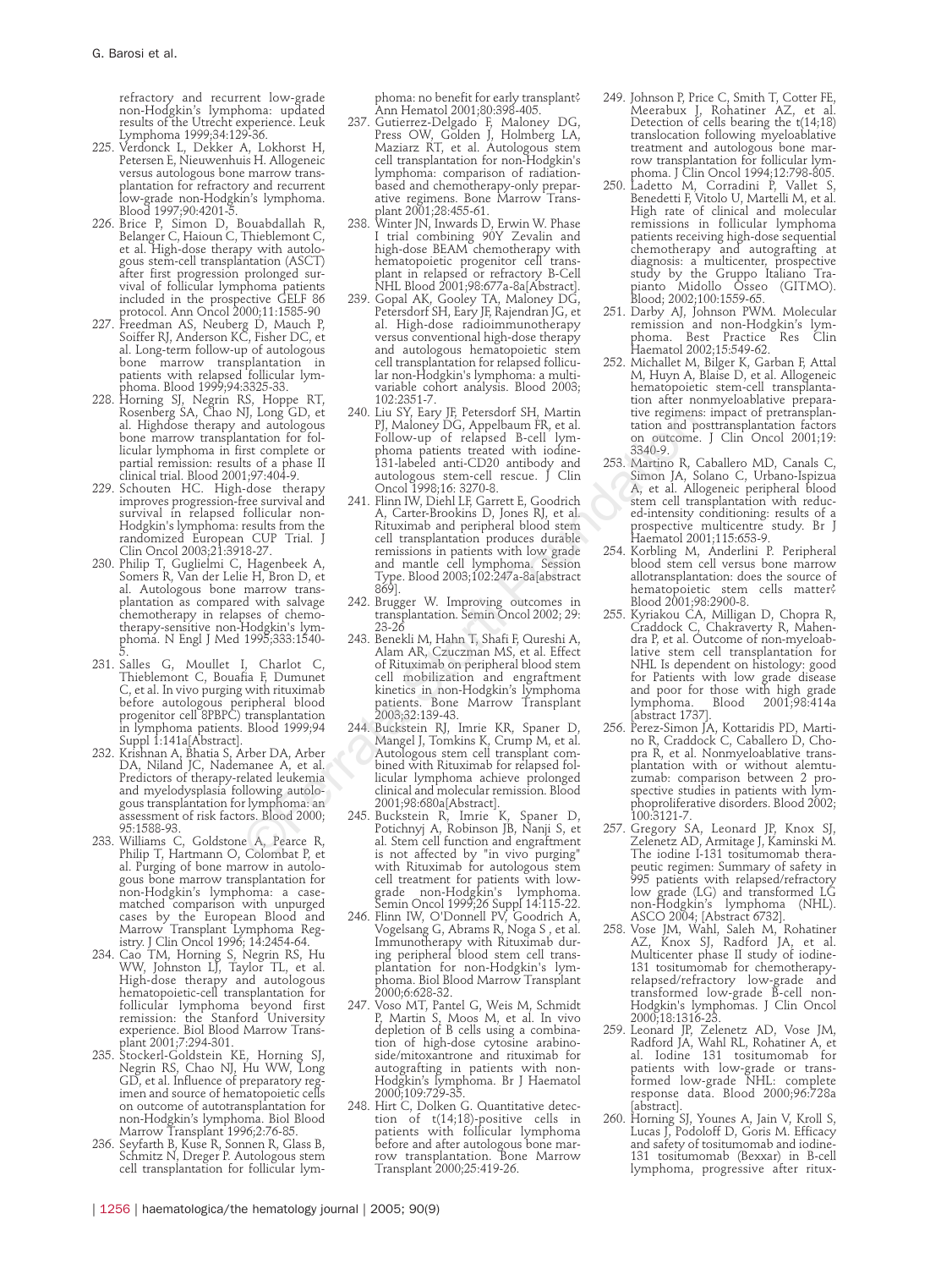refractory and recurrent low-grade non-Hodgkin's lymphoma: updated results of the Utrecht experience. Leuk Lymphoma 1999;34:129-36.

225. Verdonck L, Dekker A, Lokhorst H, Petersen E, Nieuwenhuis H. Allogeneic versus autologous bone marrow transplantation for refractory and recurrent low-grade non-Hodgkin's lymphoma. Blood 1997;90:4201-5.
226. Brice P, Simon D, Bouabdallah R, Belanger C, Haioun C, Thieblemont C, et al. High-dose therapy with autologous stem-cell transplantation (ASCT) after first progression prolonged survival of follicular lymphoma patients included in the prospective GELF 86 protocol. Ann Oncol 2000;11:1585-90
227. Freedman AS, Neuberg D, Mauch P, Soiffer RJ, Anderson KC, Fisher DC, et al. Long-term follow-up of autologous bone marrow transplantation in patients with relapsed follicular lymphoma. Blood 1999;94:3325-33.
228. Horning SJ, Negrin RS, Hoppe RT, Rosenberg SA, Chao NJ, Long GD, et al. Highdose therapy and autologous bone marrow transplantation for follicular lymphoma in first complete or partial remission: results of a phase II clinical trial. Blood 2001;97:404-9.
229. Schouten HC. High-dose therapy improves progression-free survival and survival in relapsed follicular non-Hodgkin's lymphoma: results from the randomized European CUP Trial. J Clin Oncol 2003;21:3918-27.
230. Philip T, Guglielmi C, Hagenbeek A, Somers R, Van der Lelie H, Bron D, et al. Autologous bone marrow transplantation as compared with salvage chemotherapy in relapses of chemotherapy-sensitive non-Hodgkin's lymphoma. N Engl J Med 1995;333:1540-5.
231. Salles G, Moullet I, Charlot C, Thieblemont C, Bouafia F, Dumunet C, et al. In vivo purging with rituximab before autologous peripheral blood progenitor cell 8PBPC) transplantation in lymphoma patients. Blood 1999;94 Suppl 1:141a[Abstract].
232. Krishnan A, Bhatia S, Arber DA, Arber DA, Niland JC, Nademanee A, et al. Predictors of therapy-related leukemia and myelodysplasia following autologous transplantation for lymphoma: an assessment of risk factors. Blood 2000; 95:1588-93.
233. Williams C, Goldstone A, Pearce R, Philip T, Hartmann O, Colombat P, et al. Purging of bone marrow in autologous bone marrow transplantation for non-Hodgkin's lymphoma: a case-matched comparison with unpurged cases by the European Blood and Marrow Transplant Lymphoma Registry. J Clin Oncol 1996; 14:2454-64.
234. Cao TM, Horning S, Negrin RS, Hu WW, Johnston LJ, Taylor TL, et al. High-dose therapy and autologous hematopoietic-cell transplantation for follicular lymphoma beyond first remission: the Stanford University experience. Biol Blood Marrow Transplant 2001;7:294-301.
235. Stockerl-Goldstein KE, Horning SJ, Negrin RS, Chao NJ, Hu WW, Long GD, et al. Influence of preparatory regimen and source of hematopoietic cells on outcome of autotransplantation for non-Hodgkin's lymphoma. Biol Blood Marrow Transplant 1996;2:76-85.
236. Seyfarth B, Kuse R, Sonnen R, Glass B, Schmitz N, Dreger P. Autologous stem cell transplantation for follicular lymphoma: no benefit for early transplant? Ann Hematol 2001;80:398-405.
237. Gutierrez-Delgado F, Maloney DG, Press OW, Golden J, Holmberg LA, Maziarz RT, et al. Autologous stem cell transplantation for non-Hodgkin's lymphoma: comparison of radiation-based and chemotherapy-only preparative regimens. Bone Marrow Transplant 2001;28:455-61.
238. Winter JN, Inwards D, Erwin W. Phase I trial combining 90Y Zevalin and high-dose BEAM chemotherapy with hematopoietic progenitor cell transplant in relapsed or refractory B-Cell NHL Blood 2001;98:677a-8a[Abstract].
239. Gopal AK, Gooley TA, Maloney DG, Petersdorf SH, Eary JF, Rajendran JG, et al. High-dose radioimmunotherapy versus conventional high-dose therapy and autologous hematopoietic stem cell transplantation for relapsed follicular non-Hodgkin's lymphoma: a multivariable cohort analysis. Blood 2003; 102:2351-7.
240. Liu SY, Eary JF, Petersdorf SH, Martin PJ, Maloney DG, Appelbaum FR, et al. Follow-up of relapsed B-cell lymphoma patients treated with iodine-131-labeled anti-CD20 antibody and autologous stem-cell rescue. J Clin Oncol 1998;16: 3270-8.
241. Flinn IW, Diehl LF, Garrett E, Goodrich A, Carter-Brookins D, Jones RJ, et al. Rituximab and peripheral blood stem cell transplantation produces durable remissions in patients with low grade and mantle cell lymphoma. Session Type. Blood 2003;102:247a-8a[abstract 869].
242. Brugger W. Improving outcomes in transplantation. Semin Oncol 2002; 29: 23-26
243. Benekli M, Hahn T, Shafi F, Qureshi A, Alam AR, Czuczman MS, et al. Effect of Rituximab on peripheral blood stem cell mobilization and engraftment kinetics in non-Hodgkin's lymphoma patients. Bone Marrow Transplant 2003;32:139-43.
244. Buckstein RJ, Imrie KR, Spaner D, Mangel J, Tomkins K, Crump M, et al. Autologous stem cell transplant combined with Rituximab for relapsed follicular lymphoma achieve prolonged clinical and molecular remission. Blood 2001;98:680a[Abstract].
245. Buckstein R, Imrie K, Spaner D, Potichnyj A, Robinson JB, Nanji S, et al. Stem cell function and engraftment is not affected by "in vivo purging" with Rituximab for autologous stem cell treatment for patients with low-grade non-Hodgkin's lymphoma. Semin Oncol 1999;26 Suppl 14:115-22.
246. Flinn IW, O'Donnell PV, Goodrich A, Vogelsang G, Abrams R, Noga S , et al. Immunotherapy with Rituximab during peripheral blood stem cell transplantation for non-Hodgkin's lymphoma. Biol Blood Marrow Transplant 2000;6:628-32.
247. Voso MT, Pantel G, Weis M, Schmidt P, Martin S, Moos M, et al. In vivo depletion of B cells using a combination of high-dose cytosine arabinoside/mitoxantrone and rituximab for autografting in patients with non-Hodgkin's lymphoma. Br J Haematol 2000;109:729-35.
248. Hirt C, Dolken G. Quantitative detection of t(14;18)-positive cells in patients with follicular lymphoma before and after autologous bone marrow transplantation. Bone Marrow Transplant 2000;25:419-26.
249. Johnson P, Price C, Smith T, Cotter FE, Meerabux J, Rohatiner AZ, et al. Detection of cells bearing the t(14;18) translocation following myeloablative treatment and autologous bone marrow transplantation for follicular lymphoma. J Clin Oncol 1994;12:798-805.
250. Ladetto M, Corradini P, Vallet S, Benedetti F, Vitolo U, Martelli M, et al. High rate of clinical and molecular remissions in follicular lymphoma patients receiving high-dose sequential chemotherapy and autografting at diagnosis: a multicenter, prospective study by the Gruppo Italiano Trapianto Midollo Osseo (GITMO). Blood; 2002;100:1559-65.
251. Darby AJ, Johnson PWM. Molecular remission and non-Hodgkin's lymphoma. Best Practice Res Clin Haematol 2002;15:549-62.
252. Michallet M, Bilger K, Garban F, Attal M, Huyn A, Blaise D, et al. Allogeneic hematopoietic stem-cell transplantation after nonmyeloablative preparative regimens: impact of pretransplantation and posttransplantation factors on outcome. J Clin Oncol 2001;19: 3340-9.
253. Martino R, Caballero MD, Canals C, Simon JA, Solano C, Urbano-Ispizua A, et al. Allogeneic peripheral blood stem cell transplantation with reduced-intensity conditioning: results of a prospective multicentre study. Br J Haematol 2001;115:653-9.
254. Korbling M, Anderlini P. Peripheral blood stem cell versus bone marrow allotransplantation: does the source of hematopoietic stem cells matter? Blood 2001;98:2900-8.
255. Kyriakou CA, Milligan D, Chopra R, Craddock C, Chakraverty R, Mahendra P, et al. Outcome of non-myeloablative stem cell transplantation for NHL Is dependent on histology: good for Patients with low grade disease and poor for those with high grade lymphoma. Blood 2001;98:414a [abstract 1737].
256. Perez-Simon JA, Kottaridis PD, Martino R, Craddock C, Caballero D, Chopra R, et al. Nonmyeloablative transplantation with or without alemtuzumab: comparison between 2 prospective studies in patients with lymphoproliferative disorders. Blood 2002; 100:3121-7.
257. Gregory SA, Leonard JP, Knox SJ, Zelenetz AD, Armitage J, Kaminski M. The iodine I-131 tositumomab therapeutic regimen: Summary of safety in 995 patients with relapsed/refractory low grade (LG) and transformed LG non-Hodgkin's lymphoma (NHL). ASCO 2004; [Abstract 6732].
258. Vose JM, Wahl, Saleh M, Rohatiner AZ, Knox SJ, Radford JA, et al. Multicenter phase II study of iodine-131 tositumomab for chemotherapy-relapsed/refractory low-grade and transformed low-grade B-cell non-Hodgkin's lymphomas. J Clin Oncol 2000;18:1316-23.
259. Leonard JP, Zelenetz AD, Vose JM, Radford JA, Wahl RL, Rohatiner A, et al. Iodine 131 tositumomab for patients with low-grade or transformed low-grade NHL: complete response data. Blood 2000;96:728a [abstract].
260. Horning SJ, Younes A, Jain V, Kroll S, Lucas J, Podoloff D, Goris M. Efficacy and safety of tositumomab and iodine-131 tositumomab (Bexxar) in B-cell lymphoma, progressive after ritux-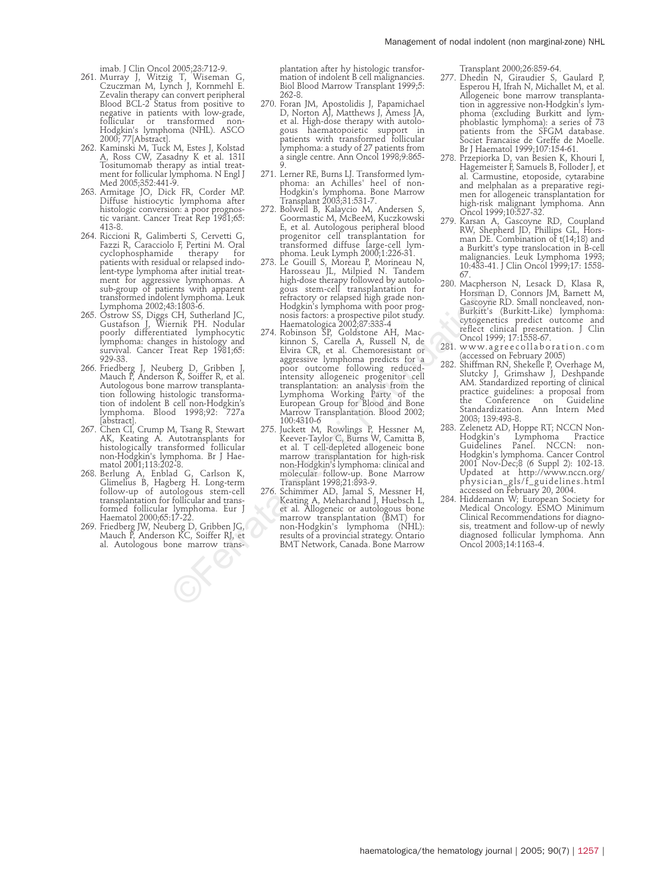imab. J Clin Oncol 2005;23:712-9.

261. Murray J, Witzig T, Wiseman G, Czuczman M, Lynch J, Kornmehl E. Zevalin therapy can convert peripheral Blood BCL-2 Status from positive to negative in patients with low-grade, follicular or transformed non-Hodgkin's lymphoma (NHL). ASCO 2000; 77[Abstract].
262. Kaminski M, Tuck M, Estes J, Kolstad A, Ross CW, Zasadny K et al. 131I Tositumomab therapy as intial treatment for follicular lymphoma. N Engl J Med 2005;352:441-9.
263. Armitage JO, Dick FR, Corder MP. Diffuse histiocytic lymphoma after histologic conversion: a poor prognostic variant. Cancer Treat Rep 1981;65: 413-8.
264. Riccioni R, Galimberti S, Cervetti G, Fazzi R, Caracciolo F, Pertini M. Oral cyclophosphamide therapy for patients with residual or relapsed indolent-type lymphoma after initial treatment for aggressive lymphomas. A sub-group of patients with apparent transformed indolent lymphoma. Leuk Lymphoma 2002;43:1803-6.
265. Ostrow SS, Diggs CH, Sutherland JC, Gustafson J, Wiernik PH. Nodular poorly differentiated lymphocytic lymphoma: changes in histology and survival. Cancer Treat Rep 1981;65: 929-33.
266. Friedberg J, Neuberg D, Gribben J, Mauch P, Anderson K, Soiffer R, et al. Autologous bone marrow transplantation following histologic transformation of indolent B cell non-Hodgkin's lymphoma. Blood 1998;92: 727a [abstract].
267. Chen CI, Crump M, Tsang R, Stewart AK, Keating A. Autotransplants for histologically transformed follicular non-Hodgkin's lymphoma. Br J Haematol 2001;113:202-8.
268. Berlung A, Enblad G, Carlson K, Glimelius B, Hagberg H. Long-term follow-up of autologous stem-cell transplantation for follicular and transformed follicular lymphoma. Eur J Haematol 2000;65:17-22.
269. Friedberg JW, Neuberg D, Gribben JG, Mauch P, Anderson KC, Soiffer RJ, et al. Autologous bone marrow transplantation after hy histologic transformation of indolent B cell malignancies. Biol Blood Marrow Transplant 1999;5: 262-8.
270. Foran JM, Apostolidis J, Papamichael D, Norton AJ, Matthews J, Amess JA, et al. High-dose therapy with autologous haematopoietic support in patients with transformed follicular lymphoma: a study of 27 patients from a single centre. Ann Oncol 1998;9:865-9.
271. Lerner RE, Burns LJ. Transformed lymphoma: an Achilles' heel of non-Hodgkin's lymphoma. Bone Marrow Transplant 2003;31:531-7.
272. Bolwell B, Kalaycio M, Andersen S, Goormastic M, McBeeM, Kuczkowski E, et al. Autologous peripheral blood progenitor cell transplantation for transformed diffuse large-cell lymphoma. Leuk Lymph 2000;1:226-31.
273. Le Gouill S, Moreau P, Morineau N, Harosseau JL, Milpied N. Tandem high-dose therapy followed by autologous stem-cell transplantation for refractory or relapsed high grade non-Hodgkin's lymphoma with poor prognosis factors: a prospective pilot study. Haematologica 2002;87:333-4
274. Robinson SP, Goldstone AH, Mackinnon S, Carella A, Russell N, de Elvira CR, et al. Chemoresistant or aggressive lymphoma predicts for a poor outcome following reduced-intensity allogeneic progenitor cell transplantation: an analysis from the Lymphoma Working Party of the European Group for Blood and Bone Marrow Transplantation. Blood 2002; 100:4310-6
275. Juckett M, Rowlings P, Hessner M, Keever-Taylor C, Burns W, Camitta B, et al. T cell-depleted allogeneic bone marrow transplantation for high-risk non-Hodgkin's lymphoma: clinical and molecular follow-up. Bone Marrow Transplant 1998;21:893-9.
276. Schimmer AD, Jamal S, Messner H, Keating A, Meharchand J, Huebsch L, et al. Allogeneic or autologous bone marrow transplantation (BMT) for non-Hodgkin's lymphoma (NHL): results of a provincial strategy. Ontario BMT Network, Canada. Bone Marrow Transplant 2000;26:859-64.
277. Dhedin N, Giraudier S, Gaulard P, Esperou H, Ifrah N, Michallet M, et al. Allogeneic bone marrow transplantation in aggressive non-Hodgkin's lymphoma (excluding Burkitt and lymphoblastic lymphoma): a series of 73 patients from the SFGM database. Societ Francaise de Greffe de Moelle. Br J Haematol 1999;107:154-61.
278. Przepiorka D, van Besien K, Khouri I, Hagemeister F, Samuels B, Folloder J, et al. Carmustine, etoposide, cytarabine and melphalan as a preparative regimen for allogeneic transplantation for high-risk malignant lymphoma. Ann Oncol 1999;10:527-32.
279. Karsan A, Gascoyne RD, Coupland RW, Shepherd JD, Phillips GL, Horsman DE. Combination of t(14;18) and a Burkitt's type translocation in B-cell malignancies. Leuk Lymphoma 1993; 10:433-41. J Clin Oncol 1999;17: 1558-67.
280. Macpherson N, Lesack D, Klasa R, Horsman D, Connors JM, Barnett M, Gascoyne RD. Small noncleaved, non-Burkitt's (Burkitt-Like) lymphoma: cytogenetics predict outcome and reflect clinical presentation. J Clin Oncol 1999; 17:1558-67.
281. www.agreecollaboration.com (accessed on February 2005)
282. Shiffman RN, Shekelle P, Overhage M, Slutcky J, Grimshaw J, Deshpande AM. Standardized reporting of clinical practice guidelines: a proposal from the Conference on Guideline Standardization. Ann Intern Med 2003; 139:493-8.
283. Zelenetz AD, Hoppe RT; NCCN Non-Hodgkin's Lymphoma Practice Guidelines Panel. NCCN: non-Hodgkin's lymphoma. Cancer Control 2001 Nov-Dec;8 (6 Suppl 2): 102-13. Updated at http://www.nccn.org/physician_gls/f_guidelines.html accessed on February 20, 2004.
284. Hiddemann W; European Society for Medical Oncology. ESMO Minimum Clinical Recommendations for diagnosis, treatment and follow-up of newly diagnosed follicular lymphoma. Ann Oncol 2003;14:1163-4.